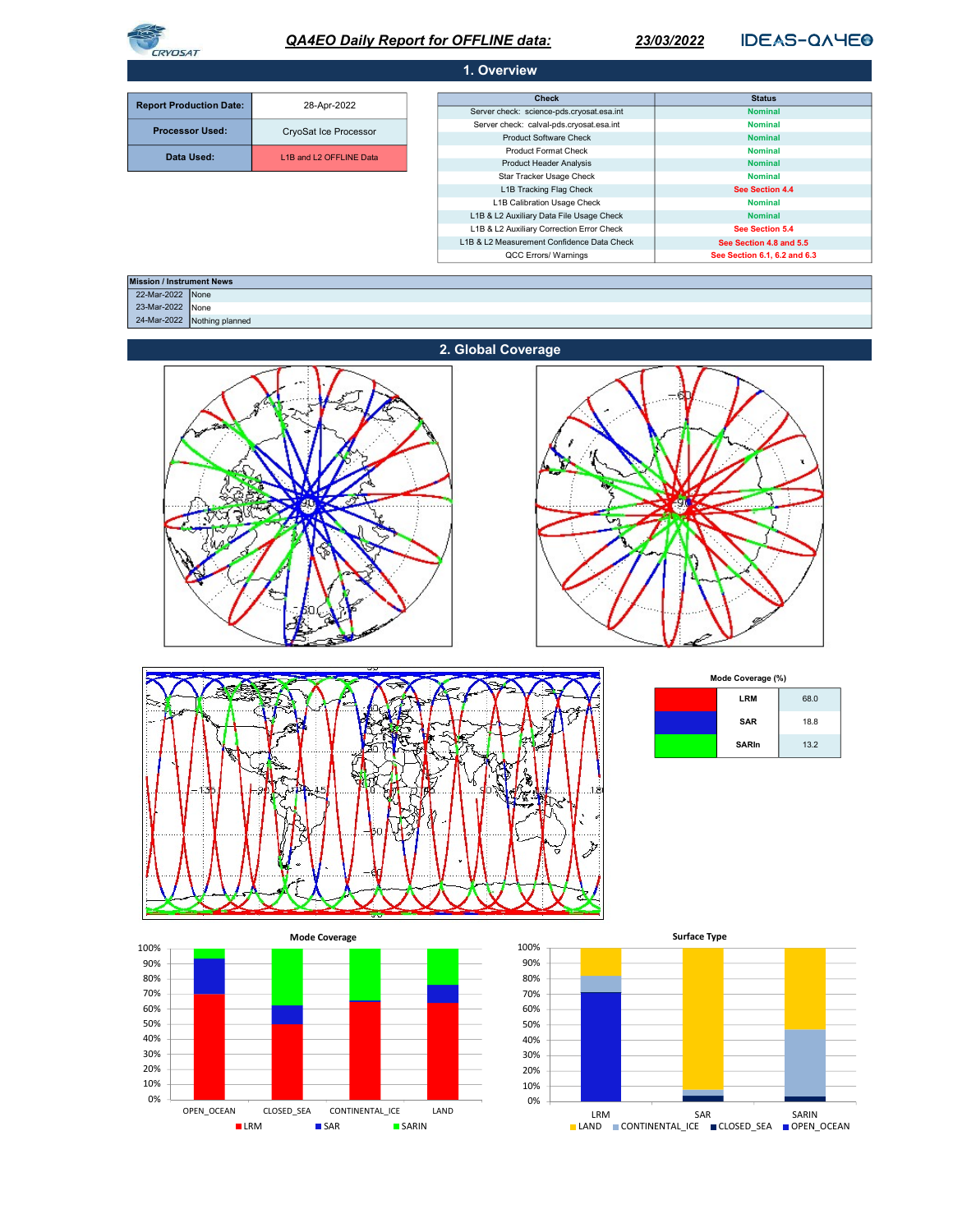CRYOSAT

QA4EO Daily Report for OFFLINE data: 23/03/2022 IDEAS-QA4EO

## 1. Overview

| | |
|---|---|
| Report Production Date: | 28-Apr-2022 |
| Processor Used: | CryoSat Ice Processor |
| Data Used: | L1B and L2 OFFLINE Data |

| Check | Status |
|---|---|
| Server check: science-pds.cryosat.esa.int | Nominal |
| Server check: calval-pds.cryosat.esa.int | Nominal |
| Product Software Check | Nominal |
| Product Format Check | Nominal |
| Product Header Analysis | Nominal |
| Star Tracker Usage Check | Nominal |
| L1B Tracking Flag Check | See Section 4.4 |
| L1B Calibration Usage Check | Nominal |
| L1B & L2 Auxiliary Data File Usage Check | Nominal |
| L1B & L2 Auxiliary Correction Error Check | See Section 5.4 |
| L1B & L2 Measurement Confidence Data Check | See Section 4.8 and 5.5 |
| QCC Errors/ Warnings | See Section 6.1, 6.2 and 6.3 |

| Mission / Instrument News | |
|---|---|
| 22-Mar-2022 | None |
| 23-Mar-2022 | None |
| 24-Mar-2022 | Nothing planned |

## 2. Global Coverage

| Mode Coverage (%) | |
|---|---|
| LRM | 68.0 |
| SAR | 18.8 |
| SARIn | 13.2 |

Mode Coverage

100% 90% 80% 70% 60% 50% 40% 30% 20% 10% 0%

OPEN_OCEAN CLOSED_SEA CONTINENTAL_ICE LAND

LRM SAR SARIN

Surface Type

100% 90% 80% 70% 60% 50% 40% 30% 20% 10% 0%

LRM SAR SARIN

LAND CONTINENTAL_ICE CLOSED_SEA OPEN_OCEAN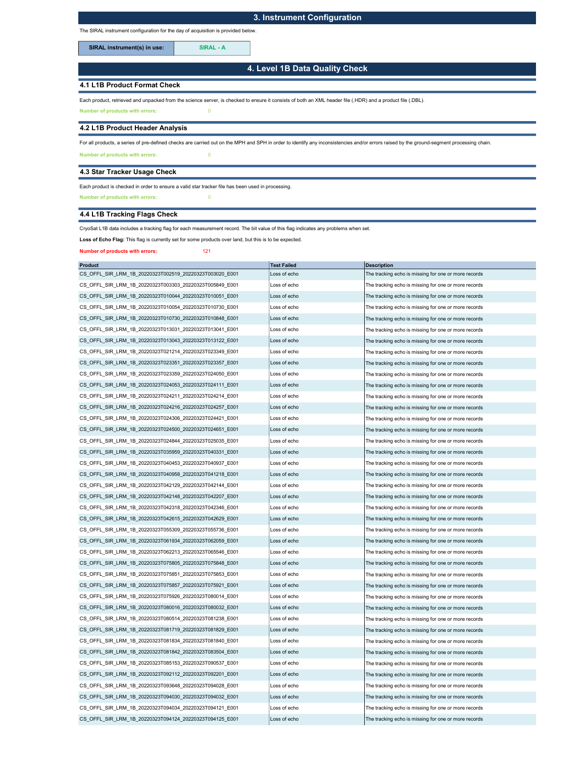## 3. Instrument Configuration

The SIRAL instrument configuration for the day of acquisition is provided below.

| SIRAL instrument(s) in use: | SIRAL - A |
|---|---|

## 4. Level 1B Data Quality Check

### 4.1 L1B Product Format Check

Each product, retrieved and unpacked from the science server, is checked to ensure it consists of both an XML header file (.HDR) and a product file (.DBL).

**Number of products with errors:** 0

### 4.2 L1B Product Header Analysis

For all products, a series of pre-defined checks are carried out on the MPH and SPH in order to identify any inconsistencies and/or errors raised by the ground-segment processing chain.

**Number of products with errors:** 0

### 4.3 Star Tracker Usage Check

Each product is checked in order to ensure a valid star tracker file has been used in processing.

**Number of products with errors:** 0

### 4.4 L1B Tracking Flags Check

CryoSat L1B data includes a tracking flag for each measurement record. The bit value of this flag indicates any problems when set.

**Loss of Echo Flag:** This flag is currently set for some products over land, but this is to be expected.

**Number of products with errors:** 121

| Product | Test Failed | Description |
|---|---|---|
| CS_OFFL_SIR_LRM_1B_20220323T002519_20220323T003020_E001 | Loss of echo | The tracking echo is missing for one or more records |
| CS_OFFL_SIR_LRM_1B_20220323T003303_20220323T005849_E001 | Loss of echo | The tracking echo is missing for one or more records |
| CS_OFFL_SIR_LRM_1B_20220323T010044_20220323T010051_E001 | Loss of echo | The tracking echo is missing for one or more records |
| CS_OFFL_SIR_LRM_1B_20220323T010054_20220323T010730_E001 | Loss of echo | The tracking echo is missing for one or more records |
| CS_OFFL_SIR_LRM_1B_20220323T010730_20220323T010848_E001 | Loss of echo | The tracking echo is missing for one or more records |
| CS_OFFL_SIR_LRM_1B_20220323T013031_20220323T013041_E001 | Loss of echo | The tracking echo is missing for one or more records |
| CS_OFFL_SIR_LRM_1B_20220323T013043_20220323T013122_E001 | Loss of echo | The tracking echo is missing for one or more records |
| CS_OFFL_SIR_LRM_1B_20220323T021214_20220323T023349_E001 | Loss of echo | The tracking echo is missing for one or more records |
| CS_OFFL_SIR_LRM_1B_20220323T023351_20220323T023357_E001 | Loss of echo | The tracking echo is missing for one or more records |
| CS_OFFL_SIR_LRM_1B_20220323T023359_20220323T024050_E001 | Loss of echo | The tracking echo is missing for one or more records |
| CS_OFFL_SIR_LRM_1B_20220323T024053_20220323T024111_E001 | Loss of echo | The tracking echo is missing for one or more records |
| CS_OFFL_SIR_LRM_1B_20220323T024211_20220323T024214_E001 | Loss of echo | The tracking echo is missing for one or more records |
| CS_OFFL_SIR_LRM_1B_20220323T024216_20220323T024257_E001 | Loss of echo | The tracking echo is missing for one or more records |
| CS_OFFL_SIR_LRM_1B_20220323T024306_20220323T024421_E001 | Loss of echo | The tracking echo is missing for one or more records |
| CS_OFFL_SIR_LRM_1B_20220323T024500_20220323T024651_E001 | Loss of echo | The tracking echo is missing for one or more records |
| CS_OFFL_SIR_LRM_1B_20220323T024844_20220323T025035_E001 | Loss of echo | The tracking echo is missing for one or more records |
| CS_OFFL_SIR_LRM_1B_20220323T035959_20220323T040331_E001 | Loss of echo | The tracking echo is missing for one or more records |
| CS_OFFL_SIR_LRM_1B_20220323T040453_20220323T040937_E001 | Loss of echo | The tracking echo is missing for one or more records |
| CS_OFFL_SIR_LRM_1B_20220323T040958_20220323T041218_E001 | Loss of echo | The tracking echo is missing for one or more records |
| CS_OFFL_SIR_LRM_1B_20220323T042129_20220323T042144_E001 | Loss of echo | The tracking echo is missing for one or more records |
| CS_OFFL_SIR_LRM_1B_20220323T042148_20220323T042207_E001 | Loss of echo | The tracking echo is missing for one or more records |
| CS_OFFL_SIR_LRM_1B_20220323T042318_20220323T042346_E001 | Loss of echo | The tracking echo is missing for one or more records |
| CS_OFFL_SIR_LRM_1B_20220323T042615_20220323T042629_E001 | Loss of echo | The tracking echo is missing for one or more records |
| CS_OFFL_SIR_LRM_1B_20220323T055309_20220323T055736_E001 | Loss of echo | The tracking echo is missing for one or more records |
| CS_OFFL_SIR_LRM_1B_20220323T061934_20220323T062059_E001 | Loss of echo | The tracking echo is missing for one or more records |
| CS_OFFL_SIR_LRM_1B_20220323T062213_20220323T065546_E001 | Loss of echo | The tracking echo is missing for one or more records |
| CS_OFFL_SIR_LRM_1B_20220323T075805_20220323T075848_E001 | Loss of echo | The tracking echo is missing for one or more records |
| CS_OFFL_SIR_LRM_1B_20220323T075851_20220323T075853_E001 | Loss of echo | The tracking echo is missing for one or more records |
| CS_OFFL_SIR_LRM_1B_20220323T075857_20220323T075921_E001 | Loss of echo | The tracking echo is missing for one or more records |
| CS_OFFL_SIR_LRM_1B_20220323T075926_20220323T080014_E001 | Loss of echo | The tracking echo is missing for one or more records |
| CS_OFFL_SIR_LRM_1B_20220323T080016_20220323T080032_E001 | Loss of echo | The tracking echo is missing for one or more records |
| CS_OFFL_SIR_LRM_1B_20220323T080514_20220323T081238_E001 | Loss of echo | The tracking echo is missing for one or more records |
| CS_OFFL_SIR_LRM_1B_20220323T081719_20220323T081829_E001 | Loss of echo | The tracking echo is missing for one or more records |
| CS_OFFL_SIR_LRM_1B_20220323T081834_20220323T081840_E001 | Loss of echo | The tracking echo is missing for one or more records |
| CS_OFFL_SIR_LRM_1B_20220323T081842_20220323T083504_E001 | Loss of echo | The tracking echo is missing for one or more records |
| CS_OFFL_SIR_LRM_1B_20220323T085153_20220323T090537_E001 | Loss of echo | The tracking echo is missing for one or more records |
| CS_OFFL_SIR_LRM_1B_20220323T092112_20220323T092201_E001 | Loss of echo | The tracking echo is missing for one or more records |
| CS_OFFL_SIR_LRM_1B_20220323T093648_20220323T094028_E001 | Loss of echo | The tracking echo is missing for one or more records |
| CS_OFFL_SIR_LRM_1B_20220323T094030_20220323T094032_E001 | Loss of echo | The tracking echo is missing for one or more records |
| CS_OFFL_SIR_LRM_1B_20220323T094034_20220323T094121_E001 | Loss of echo | The tracking echo is missing for one or more records |
| CS_OFFL_SIR_LRM_1B_20220323T094124_20220323T094125_E001 | Loss of echo | The tracking echo is missing for one or more records |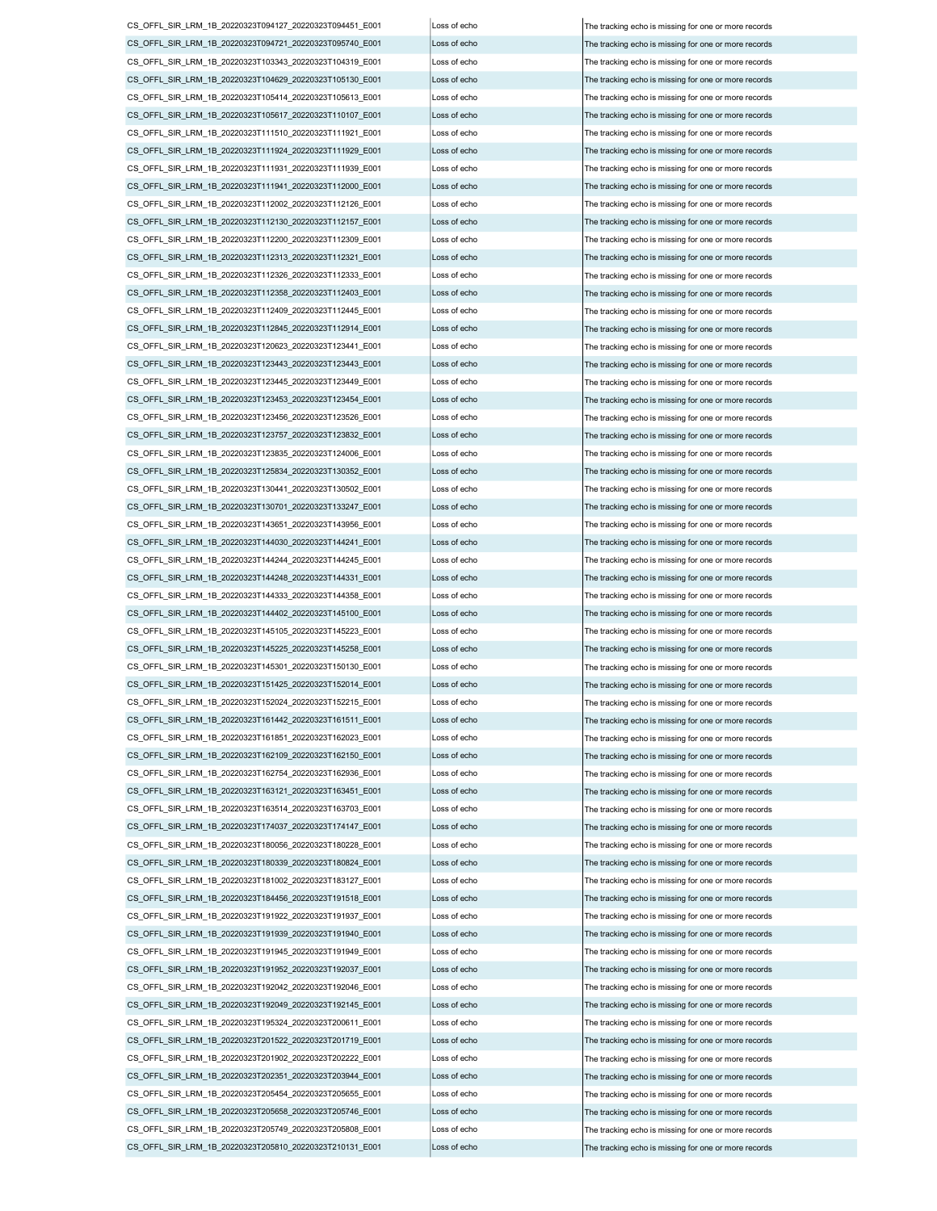| | | |
|---|---|---|
| CS_OFFL_SIR_LRM_1B_20220323T094127_20220323T094451_E001 | Loss of echo | The tracking echo is missing for one or more records |
| CS_OFFL_SIR_LRM_1B_20220323T094721_20220323T095740_E001 | Loss of echo | The tracking echo is missing for one or more records |
| CS_OFFL_SIR_LRM_1B_20220323T103343_20220323T104319_E001 | Loss of echo | The tracking echo is missing for one or more records |
| CS_OFFL_SIR_LRM_1B_20220323T104629_20220323T105130_E001 | Loss of echo | The tracking echo is missing for one or more records |
| CS_OFFL_SIR_LRM_1B_20220323T105414_20220323T105613_E001 | Loss of echo | The tracking echo is missing for one or more records |
| CS_OFFL_SIR_LRM_1B_20220323T105617_20220323T110107_E001 | Loss of echo | The tracking echo is missing for one or more records |
| CS_OFFL_SIR_LRM_1B_20220323T111510_20220323T111921_E001 | Loss of echo | The tracking echo is missing for one or more records |
| CS_OFFL_SIR_LRM_1B_20220323T111924_20220323T111929_E001 | Loss of echo | The tracking echo is missing for one or more records |
| CS_OFFL_SIR_LRM_1B_20220323T111931_20220323T111939_E001 | Loss of echo | The tracking echo is missing for one or more records |
| CS_OFFL_SIR_LRM_1B_20220323T111941_20220323T112000_E001 | Loss of echo | The tracking echo is missing for one or more records |
| CS_OFFL_SIR_LRM_1B_20220323T112002_20220323T112126_E001 | Loss of echo | The tracking echo is missing for one or more records |
| CS_OFFL_SIR_LRM_1B_20220323T112130_20220323T112157_E001 | Loss of echo | The tracking echo is missing for one or more records |
| CS_OFFL_SIR_LRM_1B_20220323T112200_20220323T112309_E001 | Loss of echo | The tracking echo is missing for one or more records |
| CS_OFFL_SIR_LRM_1B_20220323T112313_20220323T112321_E001 | Loss of echo | The tracking echo is missing for one or more records |
| CS_OFFL_SIR_LRM_1B_20220323T112326_20220323T112333_E001 | Loss of echo | The tracking echo is missing for one or more records |
| CS_OFFL_SIR_LRM_1B_20220323T112358_20220323T112403_E001 | Loss of echo | The tracking echo is missing for one or more records |
| CS_OFFL_SIR_LRM_1B_20220323T112409_20220323T112445_E001 | Loss of echo | The tracking echo is missing for one or more records |
| CS_OFFL_SIR_LRM_1B_20220323T112845_20220323T112914_E001 | Loss of echo | The tracking echo is missing for one or more records |
| CS_OFFL_SIR_LRM_1B_20220323T120623_20220323T123441_E001 | Loss of echo | The tracking echo is missing for one or more records |
| CS_OFFL_SIR_LRM_1B_20220323T123443_20220323T123443_E001 | Loss of echo | The tracking echo is missing for one or more records |
| CS_OFFL_SIR_LRM_1B_20220323T123445_20220323T123449_E001 | Loss of echo | The tracking echo is missing for one or more records |
| CS_OFFL_SIR_LRM_1B_20220323T123453_20220323T123454_E001 | Loss of echo | The tracking echo is missing for one or more records |
| CS_OFFL_SIR_LRM_1B_20220323T123456_20220323T123526_E001 | Loss of echo | The tracking echo is missing for one or more records |
| CS_OFFL_SIR_LRM_1B_20220323T123757_20220323T123832_E001 | Loss of echo | The tracking echo is missing for one or more records |
| CS_OFFL_SIR_LRM_1B_20220323T123835_20220323T124006_E001 | Loss of echo | The tracking echo is missing for one or more records |
| CS_OFFL_SIR_LRM_1B_20220323T125834_20220323T130352_E001 | Loss of echo | The tracking echo is missing for one or more records |
| CS_OFFL_SIR_LRM_1B_20220323T130441_20220323T130502_E001 | Loss of echo | The tracking echo is missing for one or more records |
| CS_OFFL_SIR_LRM_1B_20220323T130701_20220323T133247_E001 | Loss of echo | The tracking echo is missing for one or more records |
| CS_OFFL_SIR_LRM_1B_20220323T143651_20220323T143956_E001 | Loss of echo | The tracking echo is missing for one or more records |
| CS_OFFL_SIR_LRM_1B_20220323T144030_20220323T144241_E001 | Loss of echo | The tracking echo is missing for one or more records |
| CS_OFFL_SIR_LRM_1B_20220323T144244_20220323T144245_E001 | Loss of echo | The tracking echo is missing for one or more records |
| CS_OFFL_SIR_LRM_1B_20220323T144248_20220323T144331_E001 | Loss of echo | The tracking echo is missing for one or more records |
| CS_OFFL_SIR_LRM_1B_20220323T144333_20220323T144358_E001 | Loss of echo | The tracking echo is missing for one or more records |
| CS_OFFL_SIR_LRM_1B_20220323T144402_20220323T145100_E001 | Loss of echo | The tracking echo is missing for one or more records |
| CS_OFFL_SIR_LRM_1B_20220323T145105_20220323T145223_E001 | Loss of echo | The tracking echo is missing for one or more records |
| CS_OFFL_SIR_LRM_1B_20220323T145225_20220323T145258_E001 | Loss of echo | The tracking echo is missing for one or more records |
| CS_OFFL_SIR_LRM_1B_20220323T145301_20220323T150130_E001 | Loss of echo | The tracking echo is missing for one or more records |
| CS_OFFL_SIR_LRM_1B_20220323T151425_20220323T152014_E001 | Loss of echo | The tracking echo is missing for one or more records |
| CS_OFFL_SIR_LRM_1B_20220323T152024_20220323T152215_E001 | Loss of echo | The tracking echo is missing for one or more records |
| CS_OFFL_SIR_LRM_1B_20220323T161442_20220323T161511_E001 | Loss of echo | The tracking echo is missing for one or more records |
| CS_OFFL_SIR_LRM_1B_20220323T161851_20220323T162023_E001 | Loss of echo | The tracking echo is missing for one or more records |
| CS_OFFL_SIR_LRM_1B_20220323T162109_20220323T162150_E001 | Loss of echo | The tracking echo is missing for one or more records |
| CS_OFFL_SIR_LRM_1B_20220323T162754_20220323T162936_E001 | Loss of echo | The tracking echo is missing for one or more records |
| CS_OFFL_SIR_LRM_1B_20220323T163121_20220323T163451_E001 | Loss of echo | The tracking echo is missing for one or more records |
| CS_OFFL_SIR_LRM_1B_20220323T163514_20220323T163703_E001 | Loss of echo | The tracking echo is missing for one or more records |
| CS_OFFL_SIR_LRM_1B_20220323T174037_20220323T174147_E001 | Loss of echo | The tracking echo is missing for one or more records |
| CS_OFFL_SIR_LRM_1B_20220323T180056_20220323T180228_E001 | Loss of echo | The tracking echo is missing for one or more records |
| CS_OFFL_SIR_LRM_1B_20220323T180339_20220323T180824_E001 | Loss of echo | The tracking echo is missing for one or more records |
| CS_OFFL_SIR_LRM_1B_20220323T181002_20220323T183127_E001 | Loss of echo | The tracking echo is missing for one or more records |
| CS_OFFL_SIR_LRM_1B_20220323T184456_20220323T191518_E001 | Loss of echo | The tracking echo is missing for one or more records |
| CS_OFFL_SIR_LRM_1B_20220323T191922_20220323T191937_E001 | Loss of echo | The tracking echo is missing for one or more records |
| CS_OFFL_SIR_LRM_1B_20220323T191939_20220323T191940_E001 | Loss of echo | The tracking echo is missing for one or more records |
| CS_OFFL_SIR_LRM_1B_20220323T191945_20220323T191949_E001 | Loss of echo | The tracking echo is missing for one or more records |
| CS_OFFL_SIR_LRM_1B_20220323T191952_20220323T192037_E001 | Loss of echo | The tracking echo is missing for one or more records |
| CS_OFFL_SIR_LRM_1B_20220323T192042_20220323T192046_E001 | Loss of echo | The tracking echo is missing for one or more records |
| CS_OFFL_SIR_LRM_1B_20220323T192049_20220323T192145_E001 | Loss of echo | The tracking echo is missing for one or more records |
| CS_OFFL_SIR_LRM_1B_20220323T195324_20220323T200611_E001 | Loss of echo | The tracking echo is missing for one or more records |
| CS_OFFL_SIR_LRM_1B_20220323T201522_20220323T201719_E001 | Loss of echo | The tracking echo is missing for one or more records |
| CS_OFFL_SIR_LRM_1B_20220323T201902_20220323T202222_E001 | Loss of echo | The tracking echo is missing for one or more records |
| CS_OFFL_SIR_LRM_1B_20220323T202351_20220323T203944_E001 | Loss of echo | The tracking echo is missing for one or more records |
| CS_OFFL_SIR_LRM_1B_20220323T205454_20220323T205655_E001 | Loss of echo | The tracking echo is missing for one or more records |
| CS_OFFL_SIR_LRM_1B_20220323T205658_20220323T205746_E001 | Loss of echo | The tracking echo is missing for one or more records |
| CS_OFFL_SIR_LRM_1B_20220323T205749_20220323T205808_E001 | Loss of echo | The tracking echo is missing for one or more records |
| CS_OFFL_SIR_LRM_1B_20220323T205810_20220323T210131_E001 | Loss of echo | The tracking echo is missing for one or more records |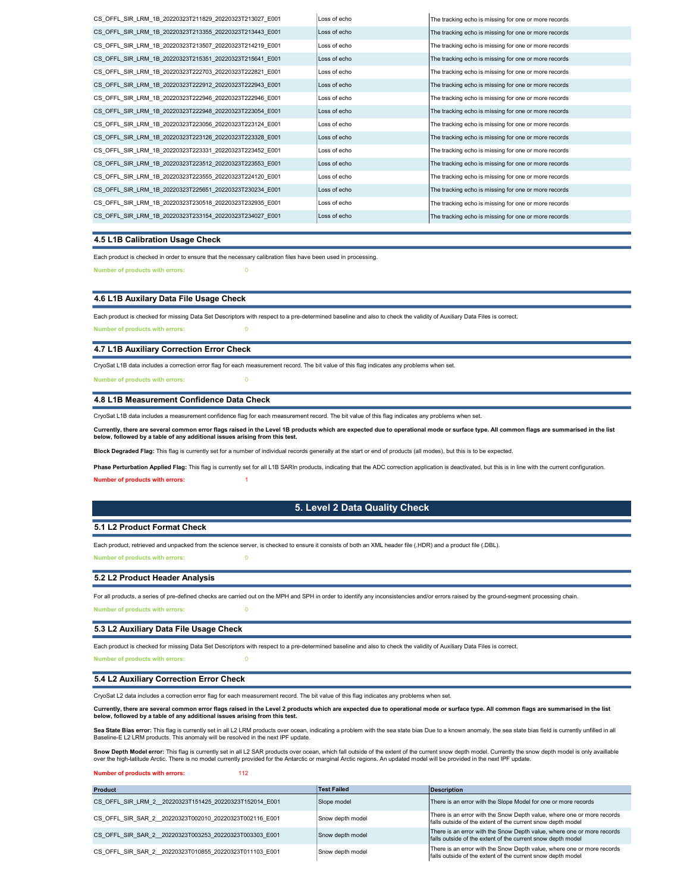| | | |
|---|---|---|
| CS_OFFL_SIR_LRM_1B_20220323T211829_20220323T213027_E001 | Loss of echo | The tracking echo is missing for one or more records |
| CS_OFFL_SIR_LRM_1B_20220323T213355_20220323T213443_E001 | Loss of echo | The tracking echo is missing for one or more records |
| CS_OFFL_SIR_LRM_1B_20220323T213507_20220323T214219_E001 | Loss of echo | The tracking echo is missing for one or more records |
| CS_OFFL_SIR_LRM_1B_20220323T215351_20220323T215641_E001 | Loss of echo | The tracking echo is missing for one or more records |
| CS_OFFL_SIR_LRM_1B_20220323T222703_20220323T222821_E001 | Loss of echo | The tracking echo is missing for one or more records |
| CS_OFFL_SIR_LRM_1B_20220323T222912_20220323T222943_E001 | Loss of echo | The tracking echo is missing for one or more records |
| CS_OFFL_SIR_LRM_1B_20220323T222946_20220323T222946_E001 | Loss of echo | The tracking echo is missing for one or more records |
| CS_OFFL_SIR_LRM_1B_20220323T222948_20220323T223054_E001 | Loss of echo | The tracking echo is missing for one or more records |
| CS_OFFL_SIR_LRM_1B_20220323T223056_20220323T223124_E001 | Loss of echo | The tracking echo is missing for one or more records |
| CS_OFFL_SIR_LRM_1B_20220323T223126_20220323T223328_E001 | Loss of echo | The tracking echo is missing for one or more records |
| CS_OFFL_SIR_LRM_1B_20220323T223331_20220323T223452_E001 | Loss of echo | The tracking echo is missing for one or more records |
| CS_OFFL_SIR_LRM_1B_20220323T223512_20220323T223553_E001 | Loss of echo | The tracking echo is missing for one or more records |
| CS_OFFL_SIR_LRM_1B_20220323T223555_20220323T224120_E001 | Loss of echo | The tracking echo is missing for one or more records |
| CS_OFFL_SIR_LRM_1B_20220323T225651_20220323T230234_E001 | Loss of echo | The tracking echo is missing for one or more records |
| CS_OFFL_SIR_LRM_1B_20220323T230518_20220323T232935_E001 | Loss of echo | The tracking echo is missing for one or more records |
| CS_OFFL_SIR_LRM_1B_20220323T233154_20220323T234027_E001 | Loss of echo | The tracking echo is missing for one or more records |

### 4.5 L1B Calibration Usage Check

Each product is checked in order to ensure that the necessary calibration files have been used in processing.

**Number of products with errors:** 0

### 4.6 L1B Auxilary Data File Usage Check

Each product is checked for missing Data Set Descriptors with respect to a pre-determined baseline and also to check the validity of Auxiliary Data Files is correct.

**Number of products with errors:** 0

### 4.7 L1B Auxiliary Correction Error Check

CryoSat L1B data includes a correction error flag for each measurement record. The bit value of this flag indicates any problems when set.

**Number of products with errors:** 0

### 4.8 L1B Measurement Confidence Data Check

CryoSat L1B data includes a measurement confidence flag for each measurement record. The bit value of this flag indicates any problems when set.

**Currently, there are several common error flags raised in the Level 1B products which are expected due to operational mode or surface type. All common flags are summarised in the list below, followed by a table of any additional issues arising from this test.**

**Block Degraded Flag:** This flag is currently set for a number of individual records generally at the start or end of products (all modes), but this is to be expected.

**Phase Perturbation Applied Flag:** This flag is currently set for all L1B SARIn products, indicating that the ADC correction application is deactivated, but this is in line with the current configuration.

**Number of products with errors:** 1

## 5. Level 2 Data Quality Check

### 5.1 L2 Product Format Check

Each product, retrieved and unpacked from the science server, is checked to ensure it consists of both an XML header file (.HDR) and a product file (.DBL).

**Number of products with errors:** 0

### 5.2 L2 Product Header Analysis

For all products, a series of pre-defined checks are carried out on the MPH and SPH in order to identify any inconsistencies and/or errors raised by the ground-segment processing chain.

**Number of products with errors:** 0

### 5.3 L2 Auxiliary Data File Usage Check

Each product is checked for missing Data Set Descriptors with respect to a pre-determined baseline and also to check the validity of Auxiliary Data Files is correct.

**Number of products with errors:** 0

### 5.4 L2 Auxiliary Correction Error Check

CryoSat L2 data includes a correction error flag for each measurement record. The bit value of this flag indicates any problems when set.

**Currently, there are several common error flags raised in the Level 2 products which are expected due to operational mode or surface type. All common flags are summarised in the list below, followed by a table of any additional issues arising from this test.**

**Sea State Bias error:** This flag is currently set in all L2 LRM products over ocean, indicating a problem with the sea state bias Due to a known anomaly, the sea state bias field is currently unfilled in all Baseline-E L2 LRM products. This anomaly will be resolved in the next IPF update.

**Snow Depth Model error:** This flag is currently set in all L2 SAR products over ocean, which fall outside of the extent of the current snow depth model. Currently the snow depth model is only availlable over the high-latitude Arctic. There is no model currently provided for the Antarctic or marginal Arctic regions. An updated model will be provided in the next IPF update.

**Number of products with errors:** 112

| Product | Test Failed | Description |
|---|---|---|
| CS_OFFL_SIR_LRM_2__20220323T151425_20220323T152014_E001 | Slope model | There is an error with the Slope Model for one or more records |
| CS_OFFL_SIR_SAR_2__20220323T002010_20220323T002116_E001 | Snow depth model | There is an error with the Snow Depth value, where one or more records falls outside of the extent of the current snow depth model |
| CS_OFFL_SIR_SAR_2__20220323T003253_20220323T003303_E001 | Snow depth model | There is an error with the Snow Depth value, where one or more records falls outside of the extent of the current snow depth model |
| CS_OFFL_SIR_SAR_2__20220323T010855_20220323T011103_E001 | Snow depth model | There is an error with the Snow Depth value, where one or more records falls outside of the extent of the current snow depth model |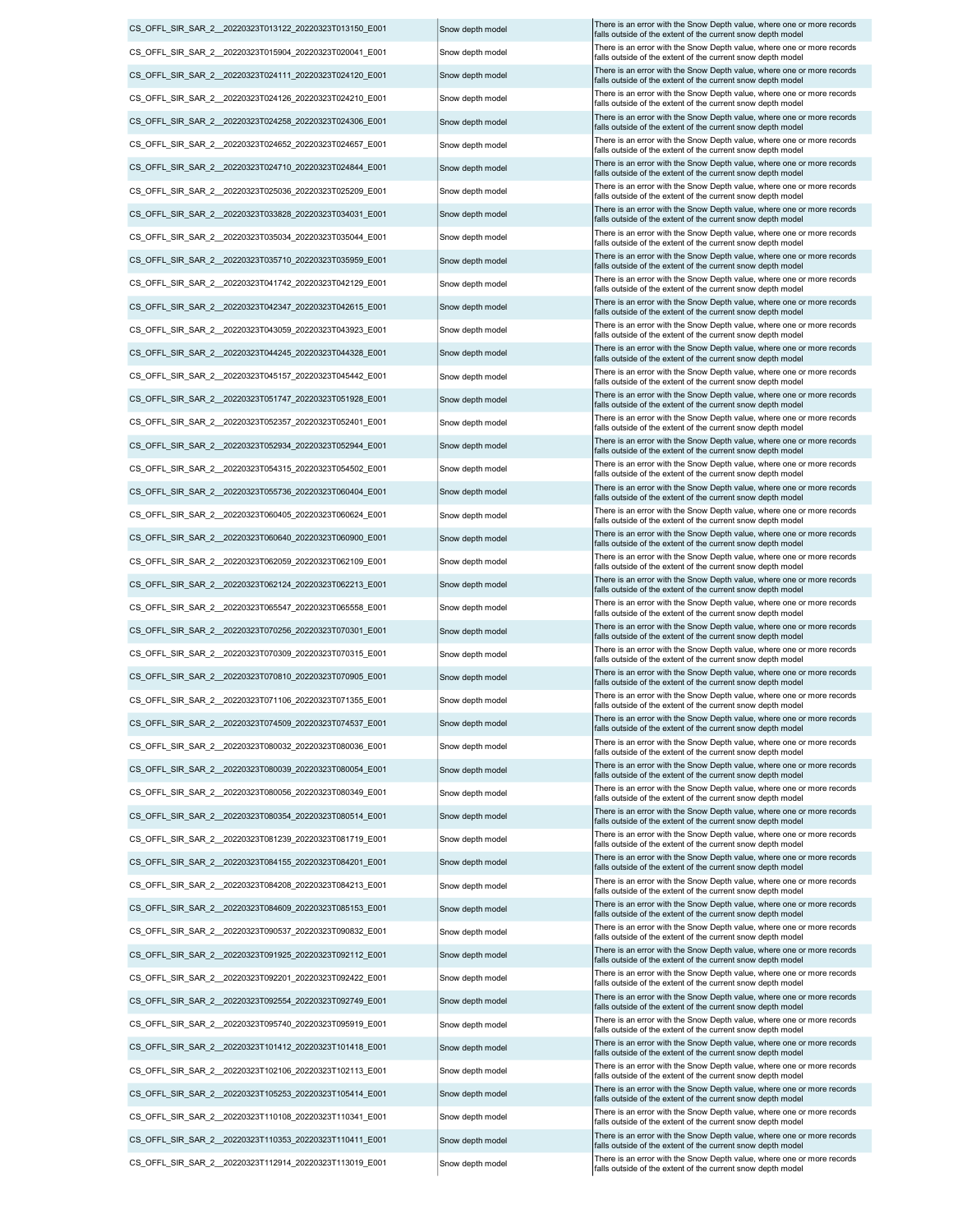| | | |
|---|---|---|
| CS_OFFL_SIR_SAR_2__20220323T013122_20220323T013150_E001 | Snow depth model | There is an error with the Snow Depth value, where one or more records falls outside of the extent of the current snow depth model |
| CS_OFFL_SIR_SAR_2__20220323T015904_20220323T020041_E001 | Snow depth model | There is an error with the Snow Depth value, where one or more records falls outside of the extent of the current snow depth model |
| CS_OFFL_SIR_SAR_2__20220323T024111_20220323T024120_E001 | Snow depth model | There is an error with the Snow Depth value, where one or more records falls outside of the extent of the current snow depth model |
| CS_OFFL_SIR_SAR_2__20220323T024126_20220323T024210_E001 | Snow depth model | There is an error with the Snow Depth value, where one or more records falls outside of the extent of the current snow depth model |
| CS_OFFL_SIR_SAR_2__20220323T024258_20220323T024306_E001 | Snow depth model | There is an error with the Snow Depth value, where one or more records falls outside of the extent of the current snow depth model |
| CS_OFFL_SIR_SAR_2__20220323T024652_20220323T024657_E001 | Snow depth model | There is an error with the Snow Depth value, where one or more records falls outside of the extent of the current snow depth model |
| CS_OFFL_SIR_SAR_2__20220323T024710_20220323T024844_E001 | Snow depth model | There is an error with the Snow Depth value, where one or more records falls outside of the extent of the current snow depth model |
| CS_OFFL_SIR_SAR_2__20220323T025036_20220323T025209_E001 | Snow depth model | There is an error with the Snow Depth value, where one or more records falls outside of the extent of the current snow depth model |
| CS_OFFL_SIR_SAR_2__20220323T033828_20220323T034031_E001 | Snow depth model | There is an error with the Snow Depth value, where one or more records falls outside of the extent of the current snow depth model |
| CS_OFFL_SIR_SAR_2__20220323T035034_20220323T035044_E001 | Snow depth model | There is an error with the Snow Depth value, where one or more records falls outside of the extent of the current snow depth model |
| CS_OFFL_SIR_SAR_2__20220323T035710_20220323T035959_E001 | Snow depth model | There is an error with the Snow Depth value, where one or more records falls outside of the extent of the current snow depth model |
| CS_OFFL_SIR_SAR_2__20220323T041742_20220323T042129_E001 | Snow depth model | There is an error with the Snow Depth value, where one or more records falls outside of the extent of the current snow depth model |
| CS_OFFL_SIR_SAR_2__20220323T042347_20220323T042615_E001 | Snow depth model | There is an error with the Snow Depth value, where one or more records falls outside of the extent of the current snow depth model |
| CS_OFFL_SIR_SAR_2__20220323T043059_20220323T043923_E001 | Snow depth model | There is an error with the Snow Depth value, where one or more records falls outside of the extent of the current snow depth model |
| CS_OFFL_SIR_SAR_2__20220323T044245_20220323T044328_E001 | Snow depth model | There is an error with the Snow Depth value, where one or more records falls outside of the extent of the current snow depth model |
| CS_OFFL_SIR_SAR_2__20220323T045157_20220323T045442_E001 | Snow depth model | There is an error with the Snow Depth value, where one or more records falls outside of the extent of the current snow depth model |
| CS_OFFL_SIR_SAR_2__20220323T051747_20220323T051928_E001 | Snow depth model | There is an error with the Snow Depth value, where one or more records falls outside of the extent of the current snow depth model |
| CS_OFFL_SIR_SAR_2__20220323T052357_20220323T052401_E001 | Snow depth model | There is an error with the Snow Depth value, where one or more records falls outside of the extent of the current snow depth model |
| CS_OFFL_SIR_SAR_2__20220323T052934_20220323T052944_E001 | Snow depth model | There is an error with the Snow Depth value, where one or more records falls outside of the extent of the current snow depth model |
| CS_OFFL_SIR_SAR_2__20220323T054315_20220323T054502_E001 | Snow depth model | There is an error with the Snow Depth value, where one or more records falls outside of the extent of the current snow depth model |
| CS_OFFL_SIR_SAR_2__20220323T055736_20220323T060404_E001 | Snow depth model | There is an error with the Snow Depth value, where one or more records falls outside of the extent of the current snow depth model |
| CS_OFFL_SIR_SAR_2__20220323T060405_20220323T060624_E001 | Snow depth model | There is an error with the Snow Depth value, where one or more records falls outside of the extent of the current snow depth model |
| CS_OFFL_SIR_SAR_2__20220323T060640_20220323T060900_E001 | Snow depth model | There is an error with the Snow Depth value, where one or more records falls outside of the extent of the current snow depth model |
| CS_OFFL_SIR_SAR_2__20220323T062059_20220323T062109_E001 | Snow depth model | There is an error with the Snow Depth value, where one or more records falls outside of the extent of the current snow depth model |
| CS_OFFL_SIR_SAR_2__20220323T062124_20220323T062213_E001 | Snow depth model | There is an error with the Snow Depth value, where one or more records falls outside of the extent of the current snow depth model |
| CS_OFFL_SIR_SAR_2__20220323T065547_20220323T065558_E001 | Snow depth model | There is an error with the Snow Depth value, where one or more records falls outside of the extent of the current snow depth model |
| CS_OFFL_SIR_SAR_2__20220323T070256_20220323T070301_E001 | Snow depth model | There is an error with the Snow Depth value, where one or more records falls outside of the extent of the current snow depth model |
| CS_OFFL_SIR_SAR_2__20220323T070309_20220323T070315_E001 | Snow depth model | There is an error with the Snow Depth value, where one or more records falls outside of the extent of the current snow depth model |
| CS_OFFL_SIR_SAR_2__20220323T070810_20220323T070905_E001 | Snow depth model | There is an error with the Snow Depth value, where one or more records falls outside of the extent of the current snow depth model |
| CS_OFFL_SIR_SAR_2__20220323T071106_20220323T071355_E001 | Snow depth model | There is an error with the Snow Depth value, where one or more records falls outside of the extent of the current snow depth model |
| CS_OFFL_SIR_SAR_2__20220323T074509_20220323T074537_E001 | Snow depth model | There is an error with the Snow Depth value, where one or more records falls outside of the extent of the current snow depth model |
| CS_OFFL_SIR_SAR_2__20220323T080032_20220323T080036_E001 | Snow depth model | There is an error with the Snow Depth value, where one or more records falls outside of the extent of the current snow depth model |
| CS_OFFL_SIR_SAR_2__20220323T080039_20220323T080054_E001 | Snow depth model | There is an error with the Snow Depth value, where one or more records falls outside of the extent of the current snow depth model |
| CS_OFFL_SIR_SAR_2__20220323T080056_20220323T080349_E001 | Snow depth model | There is an error with the Snow Depth value, where one or more records falls outside of the extent of the current snow depth model |
| CS_OFFL_SIR_SAR_2__20220323T080354_20220323T080514_E001 | Snow depth model | There is an error with the Snow Depth value, where one or more records falls outside of the extent of the current snow depth model |
| CS_OFFL_SIR_SAR_2__20220323T081239_20220323T081719_E001 | Snow depth model | There is an error with the Snow Depth value, where one or more records falls outside of the extent of the current snow depth model |
| CS_OFFL_SIR_SAR_2__20220323T084155_20220323T084201_E001 | Snow depth model | There is an error with the Snow Depth value, where one or more records falls outside of the extent of the current snow depth model |
| CS_OFFL_SIR_SAR_2__20220323T084208_20220323T084213_E001 | Snow depth model | There is an error with the Snow Depth value, where one or more records falls outside of the extent of the current snow depth model |
| CS_OFFL_SIR_SAR_2__20220323T084609_20220323T085153_E001 | Snow depth model | There is an error with the Snow Depth value, where one or more records falls outside of the extent of the current snow depth model |
| CS_OFFL_SIR_SAR_2__20220323T090537_20220323T090832_E001 | Snow depth model | There is an error with the Snow Depth value, where one or more records falls outside of the extent of the current snow depth model |
| CS_OFFL_SIR_SAR_2__20220323T091925_20220323T092112_E001 | Snow depth model | There is an error with the Snow Depth value, where one or more records falls outside of the extent of the current snow depth model |
| CS_OFFL_SIR_SAR_2__20220323T092201_20220323T092422_E001 | Snow depth model | There is an error with the Snow Depth value, where one or more records falls outside of the extent of the current snow depth model |
| CS_OFFL_SIR_SAR_2__20220323T092554_20220323T092749_E001 | Snow depth model | There is an error with the Snow Depth value, where one or more records falls outside of the extent of the current snow depth model |
| CS_OFFL_SIR_SAR_2__20220323T095740_20220323T095919_E001 | Snow depth model | There is an error with the Snow Depth value, where one or more records falls outside of the extent of the current snow depth model |
| CS_OFFL_SIR_SAR_2__20220323T101412_20220323T101418_E001 | Snow depth model | There is an error with the Snow Depth value, where one or more records falls outside of the extent of the current snow depth model |
| CS_OFFL_SIR_SAR_2__20220323T102106_20220323T102113_E001 | Snow depth model | There is an error with the Snow Depth value, where one or more records falls outside of the extent of the current snow depth model |
| CS_OFFL_SIR_SAR_2__20220323T105253_20220323T105414_E001 | Snow depth model | There is an error with the Snow Depth value, where one or more records falls outside of the extent of the current snow depth model |
| CS_OFFL_SIR_SAR_2__20220323T110108_20220323T110341_E001 | Snow depth model | There is an error with the Snow Depth value, where one or more records falls outside of the extent of the current snow depth model |
| CS_OFFL_SIR_SAR_2__20220323T110353_20220323T110411_E001 | Snow depth model | There is an error with the Snow Depth value, where one or more records falls outside of the extent of the current snow depth model |
| CS_OFFL_SIR_SAR_2__20220323T112914_20220323T113019_E001 | Snow depth model | There is an error with the Snow Depth value, where one or more records falls outside of the extent of the current snow depth model |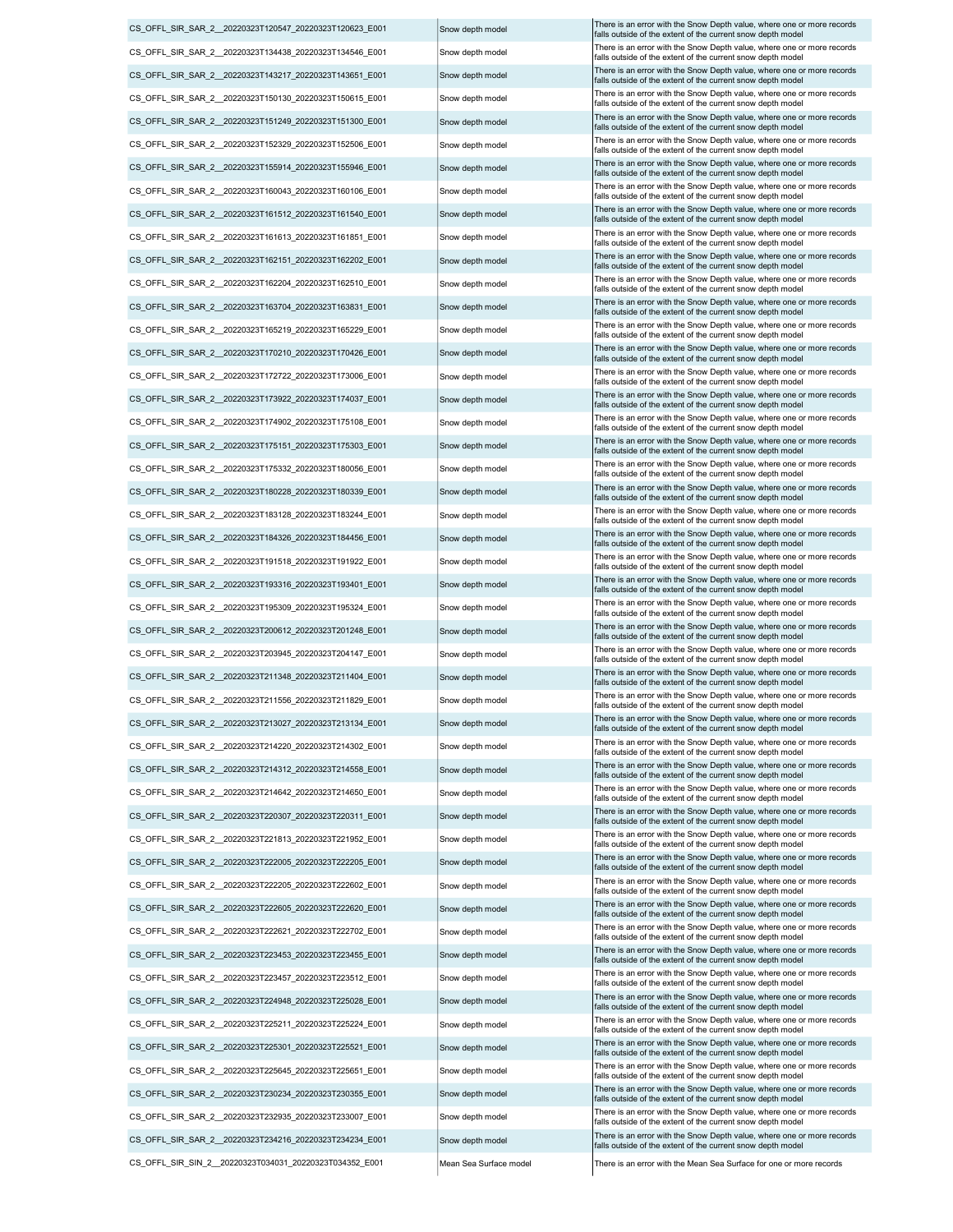| | | |
|---|---|---|
| CS_OFFL_SIR_SAR_2__20220323T120547_20220323T120623_E001 | Snow depth model | There is an error with the Snow Depth value, where one or more records falls outside of the extent of the current snow depth model |
| CS_OFFL_SIR_SAR_2__20220323T134438_20220323T134546_E001 | Snow depth model | There is an error with the Snow Depth value, where one or more records falls outside of the extent of the current snow depth model |
| CS_OFFL_SIR_SAR_2__20220323T143217_20220323T143651_E001 | Snow depth model | There is an error with the Snow Depth value, where one or more records falls outside of the extent of the current snow depth model |
| CS_OFFL_SIR_SAR_2__20220323T150130_20220323T150615_E001 | Snow depth model | There is an error with the Snow Depth value, where one or more records falls outside of the extent of the current snow depth model |
| CS_OFFL_SIR_SAR_2__20220323T151249_20220323T151300_E001 | Snow depth model | There is an error with the Snow Depth value, where one or more records falls outside of the extent of the current snow depth model |
| CS_OFFL_SIR_SAR_2__20220323T152329_20220323T152506_E001 | Snow depth model | There is an error with the Snow Depth value, where one or more records falls outside of the extent of the current snow depth model |
| CS_OFFL_SIR_SAR_2__20220323T155914_20220323T155946_E001 | Snow depth model | There is an error with the Snow Depth value, where one or more records falls outside of the extent of the current snow depth model |
| CS_OFFL_SIR_SAR_2__20220323T160043_20220323T160106_E001 | Snow depth model | There is an error with the Snow Depth value, where one or more records falls outside of the extent of the current snow depth model |
| CS_OFFL_SIR_SAR_2__20220323T161512_20220323T161540_E001 | Snow depth model | There is an error with the Snow Depth value, where one or more records falls outside of the extent of the current snow depth model |
| CS_OFFL_SIR_SAR_2__20220323T161613_20220323T161851_E001 | Snow depth model | There is an error with the Snow Depth value, where one or more records falls outside of the extent of the current snow depth model |
| CS_OFFL_SIR_SAR_2__20220323T162151_20220323T162202_E001 | Snow depth model | There is an error with the Snow Depth value, where one or more records falls outside of the extent of the current snow depth model |
| CS_OFFL_SIR_SAR_2__20220323T162204_20220323T162510_E001 | Snow depth model | There is an error with the Snow Depth value, where one or more records falls outside of the extent of the current snow depth model |
| CS_OFFL_SIR_SAR_2__20220323T163704_20220323T163831_E001 | Snow depth model | There is an error with the Snow Depth value, where one or more records falls outside of the extent of the current snow depth model |
| CS_OFFL_SIR_SAR_2__20220323T165219_20220323T165229_E001 | Snow depth model | There is an error with the Snow Depth value, where one or more records falls outside of the extent of the current snow depth model |
| CS_OFFL_SIR_SAR_2__20220323T170210_20220323T170426_E001 | Snow depth model | There is an error with the Snow Depth value, where one or more records falls outside of the extent of the current snow depth model |
| CS_OFFL_SIR_SAR_2__20220323T172722_20220323T173006_E001 | Snow depth model | There is an error with the Snow Depth value, where one or more records falls outside of the extent of the current snow depth model |
| CS_OFFL_SIR_SAR_2__20220323T173922_20220323T174037_E001 | Snow depth model | There is an error with the Snow Depth value, where one or more records falls outside of the extent of the current snow depth model |
| CS_OFFL_SIR_SAR_2__20220323T174902_20220323T175108_E001 | Snow depth model | There is an error with the Snow Depth value, where one or more records falls outside of the extent of the current snow depth model |
| CS_OFFL_SIR_SAR_2__20220323T175151_20220323T175303_E001 | Snow depth model | There is an error with the Snow Depth value, where one or more records falls outside of the extent of the current snow depth model |
| CS_OFFL_SIR_SAR_2__20220323T175332_20220323T180056_E001 | Snow depth model | There is an error with the Snow Depth value, where one or more records falls outside of the extent of the current snow depth model |
| CS_OFFL_SIR_SAR_2__20220323T180228_20220323T180339_E001 | Snow depth model | There is an error with the Snow Depth value, where one or more records falls outside of the extent of the current snow depth model |
| CS_OFFL_SIR_SAR_2__20220323T183128_20220323T183244_E001 | Snow depth model | There is an error with the Snow Depth value, where one or more records falls outside of the extent of the current snow depth model |
| CS_OFFL_SIR_SAR_2__20220323T184326_20220323T184456_E001 | Snow depth model | There is an error with the Snow Depth value, where one or more records falls outside of the extent of the current snow depth model |
| CS_OFFL_SIR_SAR_2__20220323T191518_20220323T191922_E001 | Snow depth model | There is an error with the Snow Depth value, where one or more records falls outside of the extent of the current snow depth model |
| CS_OFFL_SIR_SAR_2__20220323T193316_20220323T193401_E001 | Snow depth model | There is an error with the Snow Depth value, where one or more records falls outside of the extent of the current snow depth model |
| CS_OFFL_SIR_SAR_2__20220323T195309_20220323T195324_E001 | Snow depth model | There is an error with the Snow Depth value, where one or more records falls outside of the extent of the current snow depth model |
| CS_OFFL_SIR_SAR_2__20220323T200612_20220323T201248_E001 | Snow depth model | There is an error with the Snow Depth value, where one or more records falls outside of the extent of the current snow depth model |
| CS_OFFL_SIR_SAR_2__20220323T203945_20220323T204147_E001 | Snow depth model | There is an error with the Snow Depth value, where one or more records falls outside of the extent of the current snow depth model |
| CS_OFFL_SIR_SAR_2__20220323T211348_20220323T211404_E001 | Snow depth model | There is an error with the Snow Depth value, where one or more records falls outside of the extent of the current snow depth model |
| CS_OFFL_SIR_SAR_2__20220323T211556_20220323T211829_E001 | Snow depth model | There is an error with the Snow Depth value, where one or more records falls outside of the extent of the current snow depth model |
| CS_OFFL_SIR_SAR_2__20220323T213027_20220323T213134_E001 | Snow depth model | There is an error with the Snow Depth value, where one or more records falls outside of the extent of the current snow depth model |
| CS_OFFL_SIR_SAR_2__20220323T214220_20220323T214302_E001 | Snow depth model | There is an error with the Snow Depth value, where one or more records falls outside of the extent of the current snow depth model |
| CS_OFFL_SIR_SAR_2__20220323T214312_20220323T214558_E001 | Snow depth model | There is an error with the Snow Depth value, where one or more records falls outside of the extent of the current snow depth model |
| CS_OFFL_SIR_SAR_2__20220323T214642_20220323T214650_E001 | Snow depth model | There is an error with the Snow Depth value, where one or more records falls outside of the extent of the current snow depth model |
| CS_OFFL_SIR_SAR_2__20220323T220307_20220323T220311_E001 | Snow depth model | There is an error with the Snow Depth value, where one or more records falls outside of the extent of the current snow depth model |
| CS_OFFL_SIR_SAR_2__20220323T221813_20220323T221952_E001 | Snow depth model | There is an error with the Snow Depth value, where one or more records falls outside of the extent of the current snow depth model |
| CS_OFFL_SIR_SAR_2__20220323T222005_20220323T222205_E001 | Snow depth model | There is an error with the Snow Depth value, where one or more records falls outside of the extent of the current snow depth model |
| CS_OFFL_SIR_SAR_2__20220323T222205_20220323T222602_E001 | Snow depth model | There is an error with the Snow Depth value, where one or more records falls outside of the extent of the current snow depth model |
| CS_OFFL_SIR_SAR_2__20220323T222605_20220323T222620_E001 | Snow depth model | There is an error with the Snow Depth value, where one or more records falls outside of the extent of the current snow depth model |
| CS_OFFL_SIR_SAR_2__20220323T222621_20220323T222702_E001 | Snow depth model | There is an error with the Snow Depth value, where one or more records falls outside of the extent of the current snow depth model |
| CS_OFFL_SIR_SAR_2__20220323T223453_20220323T223455_E001 | Snow depth model | There is an error with the Snow Depth value, where one or more records falls outside of the extent of the current snow depth model |
| CS_OFFL_SIR_SAR_2__20220323T223457_20220323T223512_E001 | Snow depth model | There is an error with the Snow Depth value, where one or more records falls outside of the extent of the current snow depth model |
| CS_OFFL_SIR_SAR_2__20220323T224948_20220323T225028_E001 | Snow depth model | There is an error with the Snow Depth value, where one or more records falls outside of the extent of the current snow depth model |
| CS_OFFL_SIR_SAR_2__20220323T225211_20220323T225224_E001 | Snow depth model | There is an error with the Snow Depth value, where one or more records falls outside of the extent of the current snow depth model |
| CS_OFFL_SIR_SAR_2__20220323T225301_20220323T225521_E001 | Snow depth model | There is an error with the Snow Depth value, where one or more records falls outside of the extent of the current snow depth model |
| CS_OFFL_SIR_SAR_2__20220323T225645_20220323T225651_E001 | Snow depth model | There is an error with the Snow Depth value, where one or more records falls outside of the extent of the current snow depth model |
| CS_OFFL_SIR_SAR_2__20220323T230234_20220323T230355_E001 | Snow depth model | There is an error with the Snow Depth value, where one or more records falls outside of the extent of the current snow depth model |
| CS_OFFL_SIR_SAR_2__20220323T232935_20220323T233007_E001 | Snow depth model | There is an error with the Snow Depth value, where one or more records falls outside of the extent of the current snow depth model |
| CS_OFFL_SIR_SAR_2__20220323T234216_20220323T234234_E001 | Snow depth model | There is an error with the Snow Depth value, where one or more records falls outside of the extent of the current snow depth model |
| CS_OFFL_SIR_SIN_2__20220323T034031_20220323T034352_E001 | Mean Sea Surface model | There is an error with the Mean Sea Surface for one or more records |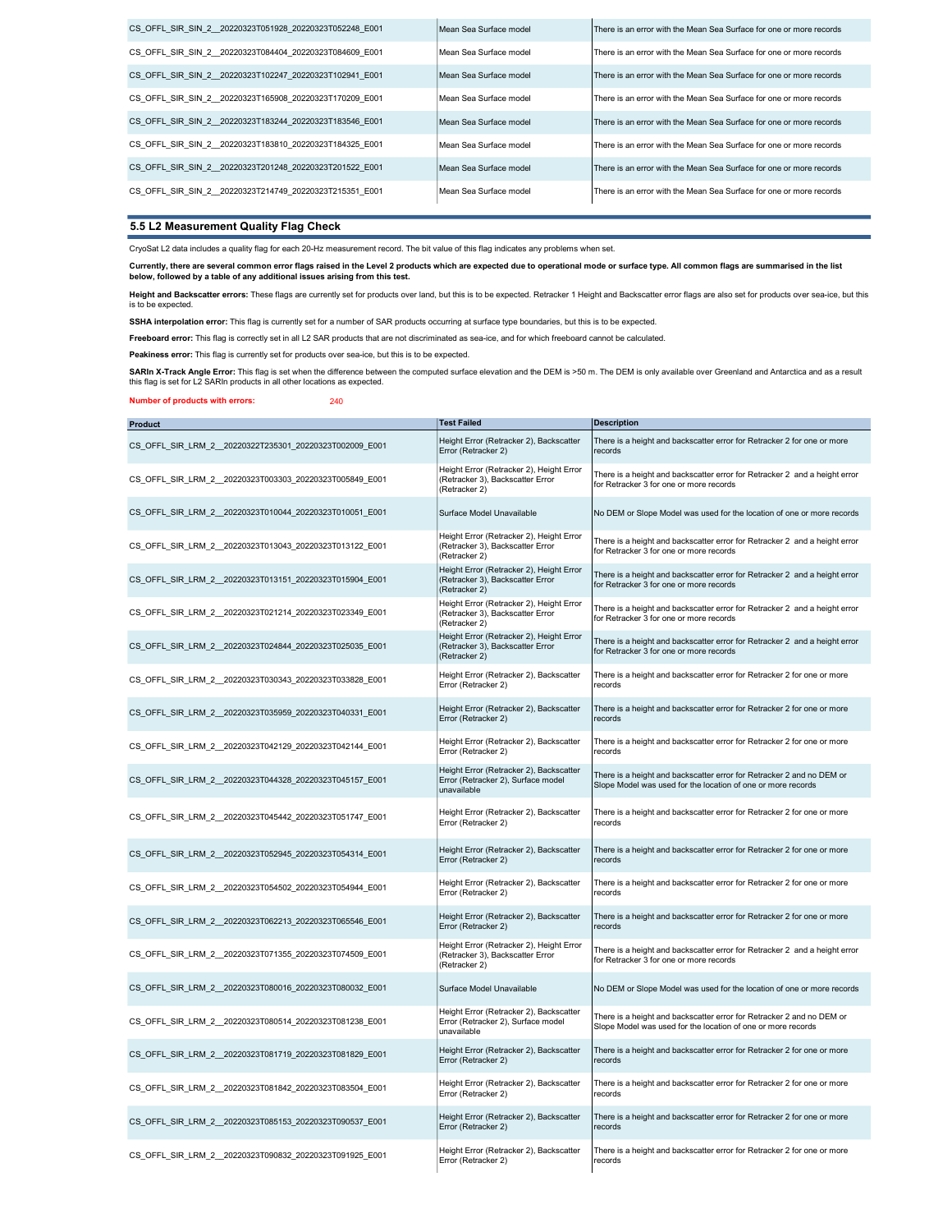| | | |
|---|---|---|
| CS_OFFL_SIR_SIN_2__20220323T051928_20220323T052248_E001 | Mean Sea Surface model | There is an error with the Mean Sea Surface for one or more records |
| CS_OFFL_SIR_SIN_2__20220323T084404_20220323T084609_E001 | Mean Sea Surface model | There is an error with the Mean Sea Surface for one or more records |
| CS_OFFL_SIR_SIN_2__20220323T102247_20220323T102941_E001 | Mean Sea Surface model | There is an error with the Mean Sea Surface for one or more records |
| CS_OFFL_SIR_SIN_2__20220323T165908_20220323T170209_E001 | Mean Sea Surface model | There is an error with the Mean Sea Surface for one or more records |
| CS_OFFL_SIR_SIN_2__20220323T183244_20220323T183546_E001 | Mean Sea Surface model | There is an error with the Mean Sea Surface for one or more records |
| CS_OFFL_SIR_SIN_2__20220323T183810_20220323T184325_E001 | Mean Sea Surface model | There is an error with the Mean Sea Surface for one or more records |
| CS_OFFL_SIR_SIN_2__20220323T201248_20220323T201522_E001 | Mean Sea Surface model | There is an error with the Mean Sea Surface for one or more records |
| CS_OFFL_SIR_SIN_2__20220323T214749_20220323T215351_E001 | Mean Sea Surface model | There is an error with the Mean Sea Surface for one or more records |

## 5.5 L2 Measurement Quality Flag Check

CryoSat L2 data includes a quality flag for each 20-Hz measurement record. The bit value of this flag indicates any problems when set.

**Currently, there are several common error flags raised in the Level 2 products which are expected due to operational mode or surface type. All common flags are summarised in the list below, followed by a table of any additional issues arising from this test.**

**Height and Backscatter errors:** These flags are currently set for products over land, but this is to be expected. Retracker 1 Height and Backscatter error flags are also set for products over sea-ice, but this is to be expected.

**SSHA interpolation error:** This flag is currently set for a number of SAR products occurring at surface type boundaries, but this is to be expected.

**Freeboard error:** This flag is correctly set in all L2 SAR products that are not discriminated as sea-ice, and for which freeboard cannot be calculated.

**Peakiness error:** This flag is currently set for products over sea-ice, but this is to be expected.

**SARIn X-Track Angle Error:** This flag is set when the difference between the computed surface elevation and the DEM is >50 m. The DEM is only available over Greenland and Antarctica and as a result this flag is set for L2 SARIn products in all other locations as expected.

**Number of products with errors:** 240

| Product | Test Failed | Description |
|---|---|---|
| CS_OFFL_SIR_LRM_2__20220322T235301_20220323T002009_E001 | Height Error (Retracker 2), Backscatter Error (Retracker 2) | There is a height and backscatter error for Retracker 2 for one or more records |
| CS_OFFL_SIR_LRM_2__20220323T003303_20220323T005849_E001 | Height Error (Retracker 2), Height Error (Retracker 3), Backscatter Error (Retracker 2) | There is a height and backscatter error for Retracker 2 and a height error for Retracker 3 for one or more records |
| CS_OFFL_SIR_LRM_2__20220323T010044_20220323T010051_E001 | Surface Model Unavailable | No DEM or Slope Model was used for the location of one or more records |
| CS_OFFL_SIR_LRM_2__20220323T013043_20220323T013122_E001 | Height Error (Retracker 2), Height Error (Retracker 3), Backscatter Error (Retracker 2) | There is a height and backscatter error for Retracker 2 and a height error for Retracker 3 for one or more records |
| CS_OFFL_SIR_LRM_2__20220323T013151_20220323T015904_E001 | Height Error (Retracker 2), Height Error (Retracker 3), Backscatter Error (Retracker 2) | There is a height and backscatter error for Retracker 2 and a height error for Retracker 3 for one or more records |
| CS_OFFL_SIR_LRM_2__20220323T021214_20220323T023349_E001 | Height Error (Retracker 2), Height Error (Retracker 3), Backscatter Error (Retracker 2) | There is a height and backscatter error for Retracker 2 and a height error for Retracker 3 for one or more records |
| CS_OFFL_SIR_LRM_2__20220323T024844_20220323T025035_E001 | Height Error (Retracker 2), Height Error (Retracker 3), Backscatter Error (Retracker 2) | There is a height and backscatter error for Retracker 2 and a height error for Retracker 3 for one or more records |
| CS_OFFL_SIR_LRM_2__20220323T030343_20220323T033828_E001 | Height Error (Retracker 2), Backscatter Error (Retracker 2) | There is a height and backscatter error for Retracker 2 for one or more records |
| CS_OFFL_SIR_LRM_2__20220323T035959_20220323T040331_E001 | Height Error (Retracker 2), Backscatter Error (Retracker 2) | There is a height and backscatter error for Retracker 2 for one or more records |
| CS_OFFL_SIR_LRM_2__20220323T042129_20220323T042144_E001 | Height Error (Retracker 2), Backscatter Error (Retracker 2) | There is a height and backscatter error for Retracker 2 for one or more records |
| CS_OFFL_SIR_LRM_2__20220323T044328_20220323T045157_E001 | Height Error (Retracker 2), Backscatter Error (Retracker 2), Surface model unavailable | There is a height and backscatter error for Retracker 2 and no DEM or Slope Model was used for the location of one or more records |
| CS_OFFL_SIR_LRM_2__20220323T045442_20220323T051747_E001 | Height Error (Retracker 2), Backscatter Error (Retracker 2) | There is a height and backscatter error for Retracker 2 for one or more records |
| CS_OFFL_SIR_LRM_2__20220323T052945_20220323T054314_E001 | Height Error (Retracker 2), Backscatter Error (Retracker 2) | There is a height and backscatter error for Retracker 2 for one or more records |
| CS_OFFL_SIR_LRM_2__20220323T054502_20220323T054944_E001 | Height Error (Retracker 2), Backscatter Error (Retracker 2) | There is a height and backscatter error for Retracker 2 for one or more records |
| CS_OFFL_SIR_LRM_2__20220323T062213_20220323T065546_E001 | Height Error (Retracker 2), Backscatter Error (Retracker 2) | There is a height and backscatter error for Retracker 2 for one or more records |
| CS_OFFL_SIR_LRM_2__20220323T071355_20220323T074509_E001 | Height Error (Retracker 2), Height Error (Retracker 3), Backscatter Error (Retracker 2) | There is a height and backscatter error for Retracker 2 and a height error for Retracker 3 for one or more records |
| CS_OFFL_SIR_LRM_2__20220323T080016_20220323T080032_E001 | Surface Model Unavailable | No DEM or Slope Model was used for the location of one or more records |
| CS_OFFL_SIR_LRM_2__20220323T080514_20220323T081238_E001 | Height Error (Retracker 2), Backscatter Error (Retracker 2), Surface model unavailable | There is a height and backscatter error for Retracker 2 and no DEM or Slope Model was used for the location of one or more records |
| CS_OFFL_SIR_LRM_2__20220323T081719_20220323T081829_E001 | Height Error (Retracker 2), Backscatter Error (Retracker 2) | There is a height and backscatter error for Retracker 2 for one or more records |
| CS_OFFL_SIR_LRM_2__20220323T081842_20220323T083504_E001 | Height Error (Retracker 2), Backscatter Error (Retracker 2) | There is a height and backscatter error for Retracker 2 for one or more records |
| CS_OFFL_SIR_LRM_2__20220323T085153_20220323T090537_E001 | Height Error (Retracker 2), Backscatter Error (Retracker 2) | There is a height and backscatter error for Retracker 2 for one or more records |
| CS_OFFL_SIR_LRM_2__20220323T090832_20220323T091925_E001 | Height Error (Retracker 2), Backscatter Error (Retracker 2) | There is a height and backscatter error for Retracker 2 for one or more records |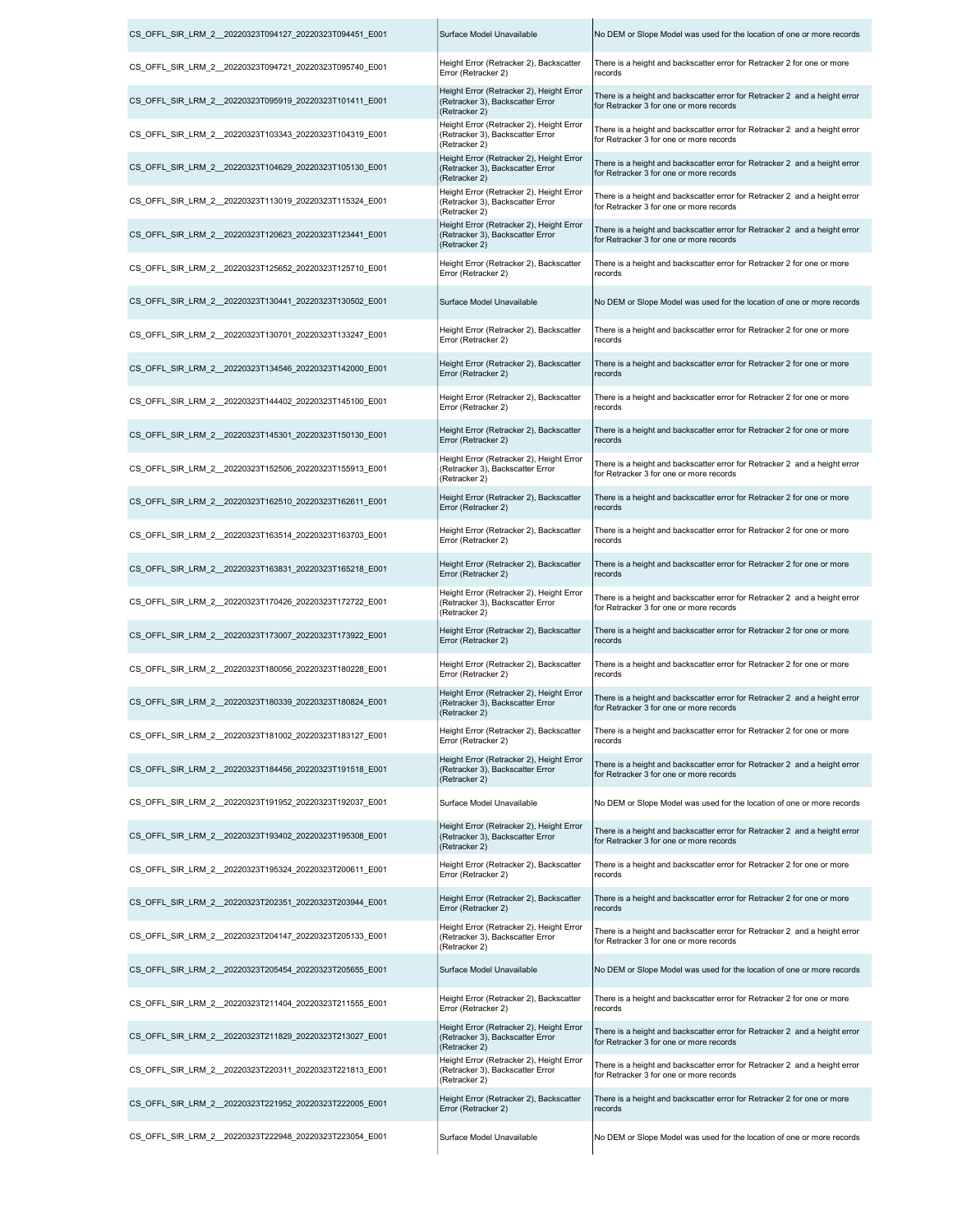| | | |
|---|---|---|
| CS_OFFL_SIR_LRM_2__20220323T094127_20220323T094451_E001 | Surface Model Unavailable | No DEM or Slope Model was used for the location of one or more records |
| CS_OFFL_SIR_LRM_2__20220323T094721_20220323T095740_E001 | Height Error (Retracker 2), Backscatter Error (Retracker 2) | There is a height and backscatter error for Retracker 2 for one or more records |
| CS_OFFL_SIR_LRM_2__20220323T095919_20220323T101411_E001 | Height Error (Retracker 2), Height Error (Retracker 3), Backscatter Error (Retracker 2) | There is a height and backscatter error for Retracker 2 and a height error for Retracker 3 for one or more records |
| CS_OFFL_SIR_LRM_2__20220323T103343_20220323T104319_E001 | Height Error (Retracker 2), Height Error (Retracker 3), Backscatter Error (Retracker 2) | There is a height and backscatter error for Retracker 2 and a height error for Retracker 3 for one or more records |
| CS_OFFL_SIR_LRM_2__20220323T104629_20220323T105130_E001 | Height Error (Retracker 2), Height Error (Retracker 3), Backscatter Error (Retracker 2) | There is a height and backscatter error for Retracker 2 and a height error for Retracker 3 for one or more records |
| CS_OFFL_SIR_LRM_2__20220323T113019_20220323T115324_E001 | Height Error (Retracker 2), Height Error (Retracker 3), Backscatter Error (Retracker 2) | There is a height and backscatter error for Retracker 2 and a height error for Retracker 3 for one or more records |
| CS_OFFL_SIR_LRM_2__20220323T120623_20220323T123441_E001 | Height Error (Retracker 2), Height Error (Retracker 3), Backscatter Error (Retracker 2) | There is a height and backscatter error for Retracker 2 and a height error for Retracker 3 for one or more records |
| CS_OFFL_SIR_LRM_2__20220323T125652_20220323T125710_E001 | Height Error (Retracker 2), Backscatter Error (Retracker 2) | There is a height and backscatter error for Retracker 2 for one or more records |
| CS_OFFL_SIR_LRM_2__20220323T130441_20220323T130502_E001 | Surface Model Unavailable | No DEM or Slope Model was used for the location of one or more records |
| CS_OFFL_SIR_LRM_2__20220323T130701_20220323T133247_E001 | Height Error (Retracker 2), Backscatter Error (Retracker 2) | There is a height and backscatter error for Retracker 2 for one or more records |
| CS_OFFL_SIR_LRM_2__20220323T134546_20220323T142000_E001 | Height Error (Retracker 2), Backscatter Error (Retracker 2) | There is a height and backscatter error for Retracker 2 for one or more records |
| CS_OFFL_SIR_LRM_2__20220323T144402_20220323T145100_E001 | Height Error (Retracker 2), Backscatter Error (Retracker 2) | There is a height and backscatter error for Retracker 2 for one or more records |
| CS_OFFL_SIR_LRM_2__20220323T145301_20220323T150130_E001 | Height Error (Retracker 2), Backscatter Error (Retracker 2) | There is a height and backscatter error for Retracker 2 for one or more records |
| CS_OFFL_SIR_LRM_2__20220323T152506_20220323T155913_E001 | Height Error (Retracker 2), Height Error (Retracker 3), Backscatter Error (Retracker 2) | There is a height and backscatter error for Retracker 2 and a height error for Retracker 3 for one or more records |
| CS_OFFL_SIR_LRM_2__20220323T162510_20220323T162611_E001 | Height Error (Retracker 2), Backscatter Error (Retracker 2) | There is a height and backscatter error for Retracker 2 for one or more records |
| CS_OFFL_SIR_LRM_2__20220323T163514_20220323T163703_E001 | Height Error (Retracker 2), Backscatter Error (Retracker 2) | There is a height and backscatter error for Retracker 2 for one or more records |
| CS_OFFL_SIR_LRM_2__20220323T163831_20220323T165218_E001 | Height Error (Retracker 2), Backscatter Error (Retracker 2) | There is a height and backscatter error for Retracker 2 for one or more records |
| CS_OFFL_SIR_LRM_2__20220323T170426_20220323T172722_E001 | Height Error (Retracker 2), Height Error (Retracker 3), Backscatter Error (Retracker 2) | There is a height and backscatter error for Retracker 2 and a height error for Retracker 3 for one or more records |
| CS_OFFL_SIR_LRM_2__20220323T173007_20220323T173922_E001 | Height Error (Retracker 2), Backscatter Error (Retracker 2) | There is a height and backscatter error for Retracker 2 for one or more records |
| CS_OFFL_SIR_LRM_2__20220323T180056_20220323T180228_E001 | Height Error (Retracker 2), Backscatter Error (Retracker 2) | There is a height and backscatter error for Retracker 2 for one or more records |
| CS_OFFL_SIR_LRM_2__20220323T180339_20220323T180824_E001 | Height Error (Retracker 2), Height Error (Retracker 3), Backscatter Error (Retracker 2) | There is a height and backscatter error for Retracker 2 and a height error for Retracker 3 for one or more records |
| CS_OFFL_SIR_LRM_2__20220323T181002_20220323T183127_E001 | Height Error (Retracker 2), Backscatter Error (Retracker 2) | There is a height and backscatter error for Retracker 2 for one or more records |
| CS_OFFL_SIR_LRM_2__20220323T184456_20220323T191518_E001 | Height Error (Retracker 2), Height Error (Retracker 3), Backscatter Error (Retracker 2) | There is a height and backscatter error for Retracker 2 and a height error for Retracker 3 for one or more records |
| CS_OFFL_SIR_LRM_2__20220323T191952_20220323T192037_E001 | Surface Model Unavailable | No DEM or Slope Model was used for the location of one or more records |
| CS_OFFL_SIR_LRM_2__20220323T193402_20220323T195308_E001 | Height Error (Retracker 2), Height Error (Retracker 3), Backscatter Error (Retracker 2) | There is a height and backscatter error for Retracker 2 and a height error for Retracker 3 for one or more records |
| CS_OFFL_SIR_LRM_2__20220323T195324_20220323T200611_E001 | Height Error (Retracker 2), Backscatter Error (Retracker 2) | There is a height and backscatter error for Retracker 2 for one or more records |
| CS_OFFL_SIR_LRM_2__20220323T202351_20220323T203944_E001 | Height Error (Retracker 2), Backscatter Error (Retracker 2) | There is a height and backscatter error for Retracker 2 for one or more records |
| CS_OFFL_SIR_LRM_2__20220323T204147_20220323T205133_E001 | Height Error (Retracker 2), Height Error (Retracker 3), Backscatter Error (Retracker 2) | There is a height and backscatter error for Retracker 2 and a height error for Retracker 3 for one or more records |
| CS_OFFL_SIR_LRM_2__20220323T205454_20220323T205655_E001 | Surface Model Unavailable | No DEM or Slope Model was used for the location of one or more records |
| CS_OFFL_SIR_LRM_2__20220323T211404_20220323T211555_E001 | Height Error (Retracker 2), Backscatter Error (Retracker 2) | There is a height and backscatter error for Retracker 2 for one or more records |
| CS_OFFL_SIR_LRM_2__20220323T211829_20220323T213027_E001 | Height Error (Retracker 2), Height Error (Retracker 3), Backscatter Error (Retracker 2) | There is a height and backscatter error for Retracker 2 and a height error for Retracker 3 for one or more records |
| CS_OFFL_SIR_LRM_2__20220323T220311_20220323T221813_E001 | Height Error (Retracker 2), Height Error (Retracker 3), Backscatter Error (Retracker 2) | There is a height and backscatter error for Retracker 2 and a height error for Retracker 3 for one or more records |
| CS_OFFL_SIR_LRM_2__20220323T221952_20220323T222005_E001 | Height Error (Retracker 2), Backscatter Error (Retracker 2) | There is a height and backscatter error for Retracker 2 for one or more records |
| CS_OFFL_SIR_LRM_2__20220323T222948_20220323T223054_E001 | Surface Model Unavailable | No DEM or Slope Model was used for the location of one or more records |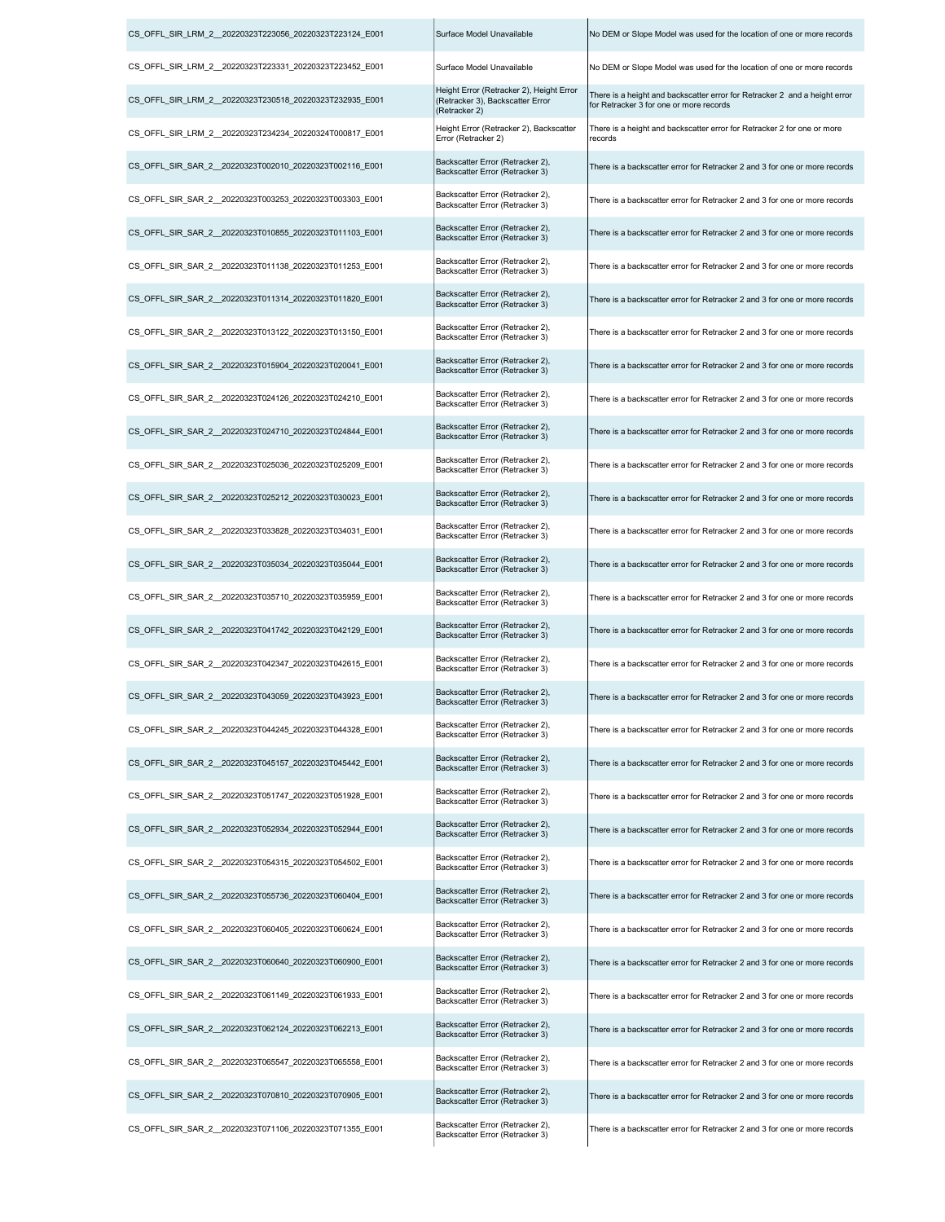| | | |
|---|---|---|
| CS_OFFL_SIR_LRM_2__20220323T223056_20220323T223124_E001 | Surface Model Unavailable | No DEM or Slope Model was used for the location of one or more records |
| CS_OFFL_SIR_LRM_2__20220323T223331_20220323T223452_E001 | Surface Model Unavailable | No DEM or Slope Model was used for the location of one or more records |
| CS_OFFL_SIR_LRM_2__20220323T230518_20220323T232935_E001 | Height Error (Retracker 2), Height Error (Retracker 3), Backscatter Error (Retracker 2) | There is a height and backscatter error for Retracker 2 and a height error for Retracker 3 for one or more records |
| CS_OFFL_SIR_LRM_2__20220323T234234_20220324T000817_E001 | Height Error (Retracker 2), Backscatter Error (Retracker 2) | There is a height and backscatter error for Retracker 2 for one or more records |
| CS_OFFL_SIR_SAR_2__20220323T002010_20220323T002116_E001 | Backscatter Error (Retracker 2), Backscatter Error (Retracker 3) | There is a backscatter error for Retracker 2 and 3 for one or more records |
| CS_OFFL_SIR_SAR_2__20220323T003253_20220323T003303_E001 | Backscatter Error (Retracker 2), Backscatter Error (Retracker 3) | There is a backscatter error for Retracker 2 and 3 for one or more records |
| CS_OFFL_SIR_SAR_2__20220323T010855_20220323T011103_E001 | Backscatter Error (Retracker 2), Backscatter Error (Retracker 3) | There is a backscatter error for Retracker 2 and 3 for one or more records |
| CS_OFFL_SIR_SAR_2__20220323T011138_20220323T011253_E001 | Backscatter Error (Retracker 2), Backscatter Error (Retracker 3) | There is a backscatter error for Retracker 2 and 3 for one or more records |
| CS_OFFL_SIR_SAR_2__20220323T011314_20220323T011820_E001 | Backscatter Error (Retracker 2), Backscatter Error (Retracker 3) | There is a backscatter error for Retracker 2 and 3 for one or more records |
| CS_OFFL_SIR_SAR_2__20220323T013122_20220323T013150_E001 | Backscatter Error (Retracker 2), Backscatter Error (Retracker 3) | There is a backscatter error for Retracker 2 and 3 for one or more records |
| CS_OFFL_SIR_SAR_2__20220323T015904_20220323T020041_E001 | Backscatter Error (Retracker 2), Backscatter Error (Retracker 3) | There is a backscatter error for Retracker 2 and 3 for one or more records |
| CS_OFFL_SIR_SAR_2__20220323T024126_20220323T024210_E001 | Backscatter Error (Retracker 2), Backscatter Error (Retracker 3) | There is a backscatter error for Retracker 2 and 3 for one or more records |
| CS_OFFL_SIR_SAR_2__20220323T024710_20220323T024844_E001 | Backscatter Error (Retracker 2), Backscatter Error (Retracker 3) | There is a backscatter error for Retracker 2 and 3 for one or more records |
| CS_OFFL_SIR_SAR_2__20220323T025036_20220323T025209_E001 | Backscatter Error (Retracker 2), Backscatter Error (Retracker 3) | There is a backscatter error for Retracker 2 and 3 for one or more records |
| CS_OFFL_SIR_SAR_2__20220323T025212_20220323T030023_E001 | Backscatter Error (Retracker 2), Backscatter Error (Retracker 3) | There is a backscatter error for Retracker 2 and 3 for one or more records |
| CS_OFFL_SIR_SAR_2__20220323T033828_20220323T034031_E001 | Backscatter Error (Retracker 2), Backscatter Error (Retracker 3) | There is a backscatter error for Retracker 2 and 3 for one or more records |
| CS_OFFL_SIR_SAR_2__20220323T035034_20220323T035044_E001 | Backscatter Error (Retracker 2), Backscatter Error (Retracker 3) | There is a backscatter error for Retracker 2 and 3 for one or more records |
| CS_OFFL_SIR_SAR_2__20220323T035710_20220323T035959_E001 | Backscatter Error (Retracker 2), Backscatter Error (Retracker 3) | There is a backscatter error for Retracker 2 and 3 for one or more records |
| CS_OFFL_SIR_SAR_2__20220323T041742_20220323T042129_E001 | Backscatter Error (Retracker 2), Backscatter Error (Retracker 3) | There is a backscatter error for Retracker 2 and 3 for one or more records |
| CS_OFFL_SIR_SAR_2__20220323T042347_20220323T042615_E001 | Backscatter Error (Retracker 2), Backscatter Error (Retracker 3) | There is a backscatter error for Retracker 2 and 3 for one or more records |
| CS_OFFL_SIR_SAR_2__20220323T043059_20220323T043923_E001 | Backscatter Error (Retracker 2), Backscatter Error (Retracker 3) | There is a backscatter error for Retracker 2 and 3 for one or more records |
| CS_OFFL_SIR_SAR_2__20220323T044245_20220323T044328_E001 | Backscatter Error (Retracker 2), Backscatter Error (Retracker 3) | There is a backscatter error for Retracker 2 and 3 for one or more records |
| CS_OFFL_SIR_SAR_2__20220323T045157_20220323T045442_E001 | Backscatter Error (Retracker 2), Backscatter Error (Retracker 3) | There is a backscatter error for Retracker 2 and 3 for one or more records |
| CS_OFFL_SIR_SAR_2__20220323T051747_20220323T051928_E001 | Backscatter Error (Retracker 2), Backscatter Error (Retracker 3) | There is a backscatter error for Retracker 2 and 3 for one or more records |
| CS_OFFL_SIR_SAR_2__20220323T052934_20220323T052944_E001 | Backscatter Error (Retracker 2), Backscatter Error (Retracker 3) | There is a backscatter error for Retracker 2 and 3 for one or more records |
| CS_OFFL_SIR_SAR_2__20220323T054315_20220323T054502_E001 | Backscatter Error (Retracker 2), Backscatter Error (Retracker 3) | There is a backscatter error for Retracker 2 and 3 for one or more records |
| CS_OFFL_SIR_SAR_2__20220323T055736_20220323T060404_E001 | Backscatter Error (Retracker 2), Backscatter Error (Retracker 3) | There is a backscatter error for Retracker 2 and 3 for one or more records |
| CS_OFFL_SIR_SAR_2__20220323T060405_20220323T060624_E001 | Backscatter Error (Retracker 2), Backscatter Error (Retracker 3) | There is a backscatter error for Retracker 2 and 3 for one or more records |
| CS_OFFL_SIR_SAR_2__20220323T060640_20220323T060900_E001 | Backscatter Error (Retracker 2), Backscatter Error (Retracker 3) | There is a backscatter error for Retracker 2 and 3 for one or more records |
| CS_OFFL_SIR_SAR_2__20220323T061149_20220323T061933_E001 | Backscatter Error (Retracker 2), Backscatter Error (Retracker 3) | There is a backscatter error for Retracker 2 and 3 for one or more records |
| CS_OFFL_SIR_SAR_2__20220323T062124_20220323T062213_E001 | Backscatter Error (Retracker 2), Backscatter Error (Retracker 3) | There is a backscatter error for Retracker 2 and 3 for one or more records |
| CS_OFFL_SIR_SAR_2__20220323T065547_20220323T065558_E001 | Backscatter Error (Retracker 2), Backscatter Error (Retracker 3) | There is a backscatter error for Retracker 2 and 3 for one or more records |
| CS_OFFL_SIR_SAR_2__20220323T070810_20220323T070905_E001 | Backscatter Error (Retracker 2), Backscatter Error (Retracker 3) | There is a backscatter error for Retracker 2 and 3 for one or more records |
| CS_OFFL_SIR_SAR_2__20220323T071106_20220323T071355_E001 | Backscatter Error (Retracker 2), Backscatter Error (Retracker 3) | There is a backscatter error for Retracker 2 and 3 for one or more records |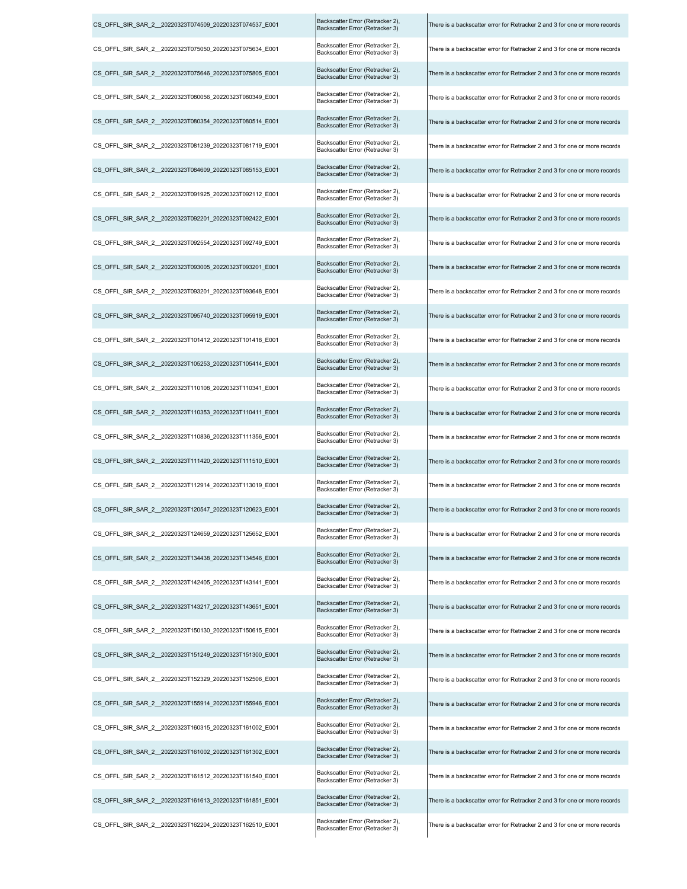| | | |
|---|---|---|
| CS_OFFL_SIR_SAR_2__20220323T074509_20220323T074537_E001 | Backscatter Error (Retracker 2), Backscatter Error (Retracker 3) | There is a backscatter error for Retracker 2 and 3 for one or more records |
| CS_OFFL_SIR_SAR_2__20220323T075050_20220323T075634_E001 | Backscatter Error (Retracker 2), Backscatter Error (Retracker 3) | There is a backscatter error for Retracker 2 and 3 for one or more records |
| CS_OFFL_SIR_SAR_2__20220323T075646_20220323T075805_E001 | Backscatter Error (Retracker 2), Backscatter Error (Retracker 3) | There is a backscatter error for Retracker 2 and 3 for one or more records |
| CS_OFFL_SIR_SAR_2__20220323T080056_20220323T080349_E001 | Backscatter Error (Retracker 2), Backscatter Error (Retracker 3) | There is a backscatter error for Retracker 2 and 3 for one or more records |
| CS_OFFL_SIR_SAR_2__20220323T080354_20220323T080514_E001 | Backscatter Error (Retracker 2), Backscatter Error (Retracker 3) | There is a backscatter error for Retracker 2 and 3 for one or more records |
| CS_OFFL_SIR_SAR_2__20220323T081239_20220323T081719_E001 | Backscatter Error (Retracker 2), Backscatter Error (Retracker 3) | There is a backscatter error for Retracker 2 and 3 for one or more records |
| CS_OFFL_SIR_SAR_2__20220323T084609_20220323T085153_E001 | Backscatter Error (Retracker 2), Backscatter Error (Retracker 3) | There is a backscatter error for Retracker 2 and 3 for one or more records |
| CS_OFFL_SIR_SAR_2__20220323T091925_20220323T092112_E001 | Backscatter Error (Retracker 2), Backscatter Error (Retracker 3) | There is a backscatter error for Retracker 2 and 3 for one or more records |
| CS_OFFL_SIR_SAR_2__20220323T092201_20220323T092422_E001 | Backscatter Error (Retracker 2), Backscatter Error (Retracker 3) | There is a backscatter error for Retracker 2 and 3 for one or more records |
| CS_OFFL_SIR_SAR_2__20220323T092554_20220323T092749_E001 | Backscatter Error (Retracker 2), Backscatter Error (Retracker 3) | There is a backscatter error for Retracker 2 and 3 for one or more records |
| CS_OFFL_SIR_SAR_2__20220323T093005_20220323T093201_E001 | Backscatter Error (Retracker 2), Backscatter Error (Retracker 3) | There is a backscatter error for Retracker 2 and 3 for one or more records |
| CS_OFFL_SIR_SAR_2__20220323T093201_20220323T093648_E001 | Backscatter Error (Retracker 2), Backscatter Error (Retracker 3) | There is a backscatter error for Retracker 2 and 3 for one or more records |
| CS_OFFL_SIR_SAR_2__20220323T095740_20220323T095919_E001 | Backscatter Error (Retracker 2), Backscatter Error (Retracker 3) | There is a backscatter error for Retracker 2 and 3 for one or more records |
| CS_OFFL_SIR_SAR_2__20220323T101412_20220323T101418_E001 | Backscatter Error (Retracker 2), Backscatter Error (Retracker 3) | There is a backscatter error for Retracker 2 and 3 for one or more records |
| CS_OFFL_SIR_SAR_2__20220323T105253_20220323T105414_E001 | Backscatter Error (Retracker 2), Backscatter Error (Retracker 3) | There is a backscatter error for Retracker 2 and 3 for one or more records |
| CS_OFFL_SIR_SAR_2__20220323T110108_20220323T110341_E001 | Backscatter Error (Retracker 2), Backscatter Error (Retracker 3) | There is a backscatter error for Retracker 2 and 3 for one or more records |
| CS_OFFL_SIR_SAR_2__20220323T110353_20220323T110411_E001 | Backscatter Error (Retracker 2), Backscatter Error (Retracker 3) | There is a backscatter error for Retracker 2 and 3 for one or more records |
| CS_OFFL_SIR_SAR_2__20220323T110836_20220323T111356_E001 | Backscatter Error (Retracker 2), Backscatter Error (Retracker 3) | There is a backscatter error for Retracker 2 and 3 for one or more records |
| CS_OFFL_SIR_SAR_2__20220323T111420_20220323T111510_E001 | Backscatter Error (Retracker 2), Backscatter Error (Retracker 3) | There is a backscatter error for Retracker 2 and 3 for one or more records |
| CS_OFFL_SIR_SAR_2__20220323T112914_20220323T113019_E001 | Backscatter Error (Retracker 2), Backscatter Error (Retracker 3) | There is a backscatter error for Retracker 2 and 3 for one or more records |
| CS_OFFL_SIR_SAR_2__20220323T120547_20220323T120623_E001 | Backscatter Error (Retracker 2), Backscatter Error (Retracker 3) | There is a backscatter error for Retracker 2 and 3 for one or more records |
| CS_OFFL_SIR_SAR_2__20220323T124659_20220323T125652_E001 | Backscatter Error (Retracker 2), Backscatter Error (Retracker 3) | There is a backscatter error for Retracker 2 and 3 for one or more records |
| CS_OFFL_SIR_SAR_2__20220323T134438_20220323T134546_E001 | Backscatter Error (Retracker 2), Backscatter Error (Retracker 3) | There is a backscatter error for Retracker 2 and 3 for one or more records |
| CS_OFFL_SIR_SAR_2__20220323T142405_20220323T143141_E001 | Backscatter Error (Retracker 2), Backscatter Error (Retracker 3) | There is a backscatter error for Retracker 2 and 3 for one or more records |
| CS_OFFL_SIR_SAR_2__20220323T143217_20220323T143651_E001 | Backscatter Error (Retracker 2), Backscatter Error (Retracker 3) | There is a backscatter error for Retracker 2 and 3 for one or more records |
| CS_OFFL_SIR_SAR_2__20220323T150130_20220323T150615_E001 | Backscatter Error (Retracker 2), Backscatter Error (Retracker 3) | There is a backscatter error for Retracker 2 and 3 for one or more records |
| CS_OFFL_SIR_SAR_2__20220323T151249_20220323T151300_E001 | Backscatter Error (Retracker 2), Backscatter Error (Retracker 3) | There is a backscatter error for Retracker 2 and 3 for one or more records |
| CS_OFFL_SIR_SAR_2__20220323T152329_20220323T152506_E001 | Backscatter Error (Retracker 2), Backscatter Error (Retracker 3) | There is a backscatter error for Retracker 2 and 3 for one or more records |
| CS_OFFL_SIR_SAR_2__20220323T155914_20220323T155946_E001 | Backscatter Error (Retracker 2), Backscatter Error (Retracker 3) | There is a backscatter error for Retracker 2 and 3 for one or more records |
| CS_OFFL_SIR_SAR_2__20220323T160315_20220323T161002_E001 | Backscatter Error (Retracker 2), Backscatter Error (Retracker 3) | There is a backscatter error for Retracker 2 and 3 for one or more records |
| CS_OFFL_SIR_SAR_2__20220323T161002_20220323T161302_E001 | Backscatter Error (Retracker 2), Backscatter Error (Retracker 3) | There is a backscatter error for Retracker 2 and 3 for one or more records |
| CS_OFFL_SIR_SAR_2__20220323T161512_20220323T161540_E001 | Backscatter Error (Retracker 2), Backscatter Error (Retracker 3) | There is a backscatter error for Retracker 2 and 3 for one or more records |
| CS_OFFL_SIR_SAR_2__20220323T161613_20220323T161851_E001 | Backscatter Error (Retracker 2), Backscatter Error (Retracker 3) | There is a backscatter error for Retracker 2 and 3 for one or more records |
| CS_OFFL_SIR_SAR_2__20220323T162204_20220323T162510_E001 | Backscatter Error (Retracker 2), Backscatter Error (Retracker 3) | There is a backscatter error for Retracker 2 and 3 for one or more records |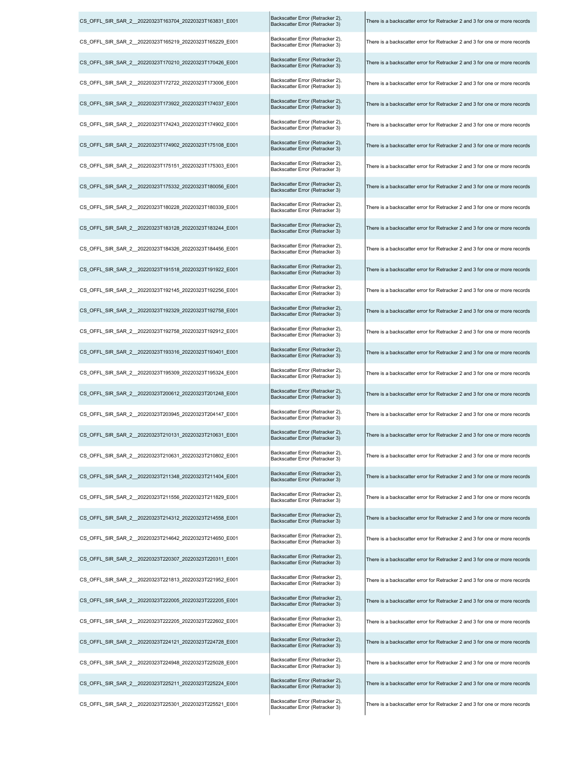| | | |
|---|---|---|
| CS_OFFL_SIR_SAR_2__20220323T163704_20220323T163831_E001 | Backscatter Error (Retracker 2), Backscatter Error (Retracker 3) | There is a backscatter error for Retracker 2 and 3 for one or more records |
| CS_OFFL_SIR_SAR_2__20220323T165219_20220323T165229_E001 | Backscatter Error (Retracker 2), Backscatter Error (Retracker 3) | There is a backscatter error for Retracker 2 and 3 for one or more records |
| CS_OFFL_SIR_SAR_2__20220323T170210_20220323T170426_E001 | Backscatter Error (Retracker 2), Backscatter Error (Retracker 3) | There is a backscatter error for Retracker 2 and 3 for one or more records |
| CS_OFFL_SIR_SAR_2__20220323T172722_20220323T173006_E001 | Backscatter Error (Retracker 2), Backscatter Error (Retracker 3) | There is a backscatter error for Retracker 2 and 3 for one or more records |
| CS_OFFL_SIR_SAR_2__20220323T173922_20220323T174037_E001 | Backscatter Error (Retracker 2), Backscatter Error (Retracker 3) | There is a backscatter error for Retracker 2 and 3 for one or more records |
| CS_OFFL_SIR_SAR_2__20220323T174243_20220323T174902_E001 | Backscatter Error (Retracker 2), Backscatter Error (Retracker 3) | There is a backscatter error for Retracker 2 and 3 for one or more records |
| CS_OFFL_SIR_SAR_2__20220323T174902_20220323T175108_E001 | Backscatter Error (Retracker 2), Backscatter Error (Retracker 3) | There is a backscatter error for Retracker 2 and 3 for one or more records |
| CS_OFFL_SIR_SAR_2__20220323T175151_20220323T175303_E001 | Backscatter Error (Retracker 2), Backscatter Error (Retracker 3) | There is a backscatter error for Retracker 2 and 3 for one or more records |
| CS_OFFL_SIR_SAR_2__20220323T175332_20220323T180056_E001 | Backscatter Error (Retracker 2), Backscatter Error (Retracker 3) | There is a backscatter error for Retracker 2 and 3 for one or more records |
| CS_OFFL_SIR_SAR_2__20220323T180228_20220323T180339_E001 | Backscatter Error (Retracker 2), Backscatter Error (Retracker 3) | There is a backscatter error for Retracker 2 and 3 for one or more records |
| CS_OFFL_SIR_SAR_2__20220323T183128_20220323T183244_E001 | Backscatter Error (Retracker 2), Backscatter Error (Retracker 3) | There is a backscatter error for Retracker 2 and 3 for one or more records |
| CS_OFFL_SIR_SAR_2__20220323T184326_20220323T184456_E001 | Backscatter Error (Retracker 2), Backscatter Error (Retracker 3) | There is a backscatter error for Retracker 2 and 3 for one or more records |
| CS_OFFL_SIR_SAR_2__20220323T191518_20220323T191922_E001 | Backscatter Error (Retracker 2), Backscatter Error (Retracker 3) | There is a backscatter error for Retracker 2 and 3 for one or more records |
| CS_OFFL_SIR_SAR_2__20220323T192145_20220323T192256_E001 | Backscatter Error (Retracker 2), Backscatter Error (Retracker 3) | There is a backscatter error for Retracker 2 and 3 for one or more records |
| CS_OFFL_SIR_SAR_2__20220323T192329_20220323T192758_E001 | Backscatter Error (Retracker 2), Backscatter Error (Retracker 3) | There is a backscatter error for Retracker 2 and 3 for one or more records |
| CS_OFFL_SIR_SAR_2__20220323T192758_20220323T192912_E001 | Backscatter Error (Retracker 2), Backscatter Error (Retracker 3) | There is a backscatter error for Retracker 2 and 3 for one or more records |
| CS_OFFL_SIR_SAR_2__20220323T193316_20220323T193401_E001 | Backscatter Error (Retracker 2), Backscatter Error (Retracker 3) | There is a backscatter error for Retracker 2 and 3 for one or more records |
| CS_OFFL_SIR_SAR_2__20220323T195309_20220323T195324_E001 | Backscatter Error (Retracker 2), Backscatter Error (Retracker 3) | There is a backscatter error for Retracker 2 and 3 for one or more records |
| CS_OFFL_SIR_SAR_2__20220323T200612_20220323T201248_E001 | Backscatter Error (Retracker 2), Backscatter Error (Retracker 3) | There is a backscatter error for Retracker 2 and 3 for one or more records |
| CS_OFFL_SIR_SAR_2__20220323T203945_20220323T204147_E001 | Backscatter Error (Retracker 2), Backscatter Error (Retracker 3) | There is a backscatter error for Retracker 2 and 3 for one or more records |
| CS_OFFL_SIR_SAR_2__20220323T210131_20220323T210631_E001 | Backscatter Error (Retracker 2), Backscatter Error (Retracker 3) | There is a backscatter error for Retracker 2 and 3 for one or more records |
| CS_OFFL_SIR_SAR_2__20220323T210631_20220323T210802_E001 | Backscatter Error (Retracker 2), Backscatter Error (Retracker 3) | There is a backscatter error for Retracker 2 and 3 for one or more records |
| CS_OFFL_SIR_SAR_2__20220323T211348_20220323T211404_E001 | Backscatter Error (Retracker 2), Backscatter Error (Retracker 3) | There is a backscatter error for Retracker 2 and 3 for one or more records |
| CS_OFFL_SIR_SAR_2__20220323T211556_20220323T211829_E001 | Backscatter Error (Retracker 2), Backscatter Error (Retracker 3) | There is a backscatter error for Retracker 2 and 3 for one or more records |
| CS_OFFL_SIR_SAR_2__20220323T214312_20220323T214558_E001 | Backscatter Error (Retracker 2), Backscatter Error (Retracker 3) | There is a backscatter error for Retracker 2 and 3 for one or more records |
| CS_OFFL_SIR_SAR_2__20220323T214642_20220323T214650_E001 | Backscatter Error (Retracker 2), Backscatter Error (Retracker 3) | There is a backscatter error for Retracker 2 and 3 for one or more records |
| CS_OFFL_SIR_SAR_2__20220323T220307_20220323T220311_E001 | Backscatter Error (Retracker 2), Backscatter Error (Retracker 3) | There is a backscatter error for Retracker 2 and 3 for one or more records |
| CS_OFFL_SIR_SAR_2__20220323T221813_20220323T221952_E001 | Backscatter Error (Retracker 2), Backscatter Error (Retracker 3) | There is a backscatter error for Retracker 2 and 3 for one or more records |
| CS_OFFL_SIR_SAR_2__20220323T222005_20220323T222205_E001 | Backscatter Error (Retracker 2), Backscatter Error (Retracker 3) | There is a backscatter error for Retracker 2 and 3 for one or more records |
| CS_OFFL_SIR_SAR_2__20220323T222205_20220323T222602_E001 | Backscatter Error (Retracker 2), Backscatter Error (Retracker 3) | There is a backscatter error for Retracker 2 and 3 for one or more records |
| CS_OFFL_SIR_SAR_2__20220323T224121_20220323T224728_E001 | Backscatter Error (Retracker 2), Backscatter Error (Retracker 3) | There is a backscatter error for Retracker 2 and 3 for one or more records |
| CS_OFFL_SIR_SAR_2__20220323T224948_20220323T225028_E001 | Backscatter Error (Retracker 2), Backscatter Error (Retracker 3) | There is a backscatter error for Retracker 2 and 3 for one or more records |
| CS_OFFL_SIR_SAR_2__20220323T225211_20220323T225224_E001 | Backscatter Error (Retracker 2), Backscatter Error (Retracker 3) | There is a backscatter error for Retracker 2 and 3 for one or more records |
| CS_OFFL_SIR_SAR_2__20220323T225301_20220323T225521_E001 | Backscatter Error (Retracker 2), Backscatter Error (Retracker 3) | There is a backscatter error for Retracker 2 and 3 for one or more records |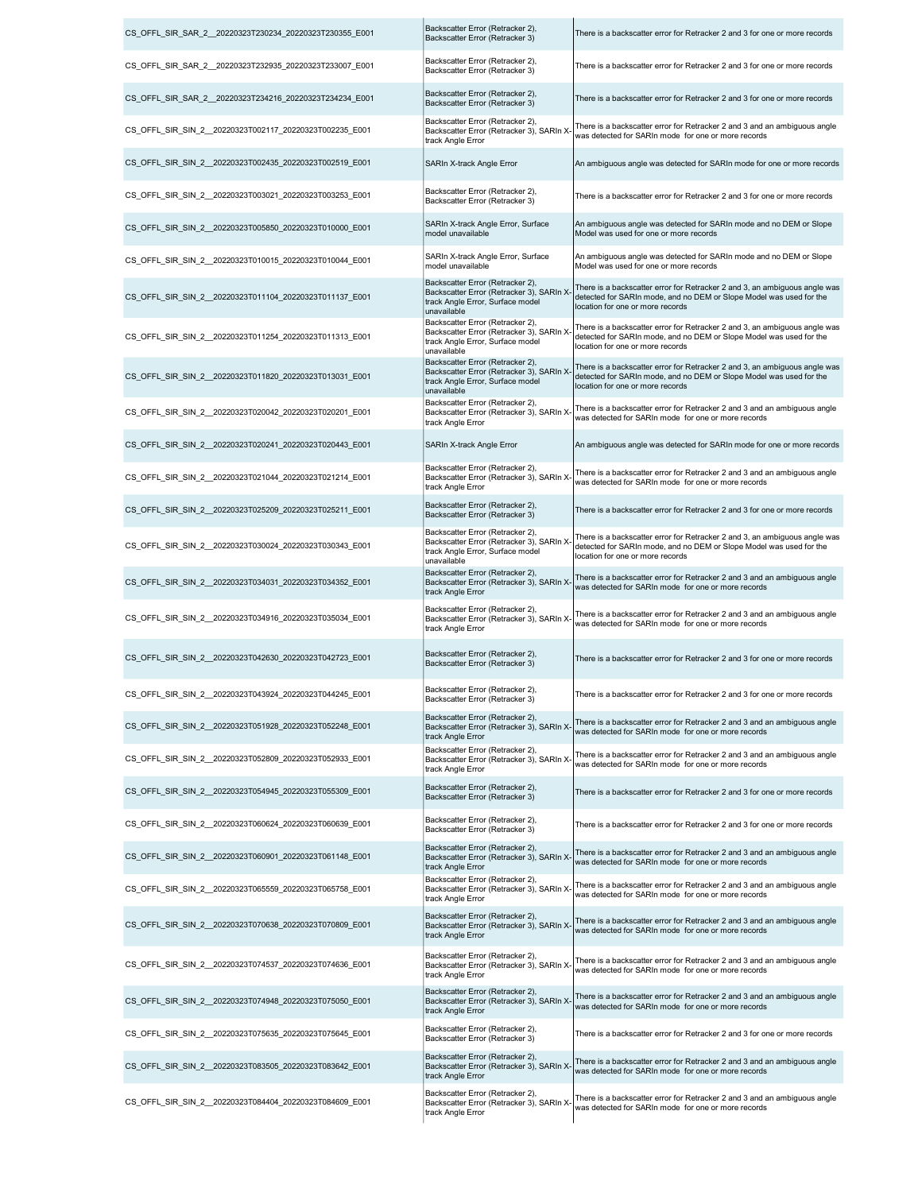| | | |
|---|---|---|
| CS_OFFL_SIR_SAR_2__20220323T230234_20220323T230355_E001 | Backscatter Error (Retracker 2), Backscatter Error (Retracker 3) | There is a backscatter error for Retracker 2 and 3 for one or more records |
| CS_OFFL_SIR_SAR_2__20220323T232935_20220323T233007_E001 | Backscatter Error (Retracker 2), Backscatter Error (Retracker 3) | There is a backscatter error for Retracker 2 and 3 for one or more records |
| CS_OFFL_SIR_SAR_2__20220323T234216_20220323T234234_E001 | Backscatter Error (Retracker 2), Backscatter Error (Retracker 3) | There is a backscatter error for Retracker 2 and 3 for one or more records |
| CS_OFFL_SIR_SIN_2__20220323T002117_20220323T002235_E001 | Backscatter Error (Retracker 2), Backscatter Error (Retracker 3), SARIn X-track Angle Error | There is a backscatter error for Retracker 2 and 3 and an ambiguous angle was detected for SARIn mode for one or more records |
| CS_OFFL_SIR_SIN_2__20220323T002435_20220323T002519_E001 | SARIn X-track Angle Error | An ambiguous angle was detected for SARIn mode for one or more records |
| CS_OFFL_SIR_SIN_2__20220323T003021_20220323T003253_E001 | Backscatter Error (Retracker 2), Backscatter Error (Retracker 3) | There is a backscatter error for Retracker 2 and 3 for one or more records |
| CS_OFFL_SIR_SIN_2__20220323T005850_20220323T010000_E001 | SARIn X-track Angle Error, Surface model unavailable | An ambiguous angle was detected for SARIn mode and no DEM or Slope Model was used for one or more records |
| CS_OFFL_SIR_SIN_2__20220323T010015_20220323T010044_E001 | SARIn X-track Angle Error, Surface model unavailable | An ambiguous angle was detected for SARIn mode and no DEM or Slope Model was used for one or more records |
| CS_OFFL_SIR_SIN_2__20220323T011104_20220323T011137_E001 | Backscatter Error (Retracker 2), Backscatter Error (Retracker 3), SARIn X-track Angle Error, Surface model unavailable | There is a backscatter error for Retracker 2 and 3, an ambiguous angle was detected for SARIn mode, and no DEM or Slope Model was used for the location for one or more records |
| CS_OFFL_SIR_SIN_2__20220323T011254_20220323T011313_E001 | Backscatter Error (Retracker 2), Backscatter Error (Retracker 3), SARIn X-track Angle Error, Surface model unavailable | There is a backscatter error for Retracker 2 and 3, an ambiguous angle was detected for SARIn mode, and no DEM or Slope Model was used for the location for one or more records |
| CS_OFFL_SIR_SIN_2__20220323T011820_20220323T013031_E001 | Backscatter Error (Retracker 2), Backscatter Error (Retracker 3), SARIn X-track Angle Error, Surface model unavailable | There is a backscatter error for Retracker 2 and 3, an ambiguous angle was detected for SARIn mode, and no DEM or Slope Model was used for the location for one or more records |
| CS_OFFL_SIR_SIN_2__20220323T020042_20220323T020201_E001 | Backscatter Error (Retracker 2), Backscatter Error (Retracker 3), SARIn X-track Angle Error | There is a backscatter error for Retracker 2 and 3 and an ambiguous angle was detected for SARIn mode for one or more records |
| CS_OFFL_SIR_SIN_2__20220323T020241_20220323T020443_E001 | SARIn X-track Angle Error | An ambiguous angle was detected for SARIn mode for one or more records |
| CS_OFFL_SIR_SIN_2__20220323T021044_20220323T021214_E001 | Backscatter Error (Retracker 2), Backscatter Error (Retracker 3), SARIn X-track Angle Error | There is a backscatter error for Retracker 2 and 3 and an ambiguous angle was detected for SARIn mode for one or more records |
| CS_OFFL_SIR_SIN_2__20220323T025209_20220323T025211_E001 | Backscatter Error (Retracker 2), Backscatter Error (Retracker 3) | There is a backscatter error for Retracker 2 and 3 for one or more records |
| CS_OFFL_SIR_SIN_2__20220323T030024_20220323T030343_E001 | Backscatter Error (Retracker 2), Backscatter Error (Retracker 3), SARIn X-track Angle Error, Surface model unavailable | There is a backscatter error for Retracker 2 and 3, an ambiguous angle was detected for SARIn mode, and no DEM or Slope Model was used for the location for one or more records |
| CS_OFFL_SIR_SIN_2__20220323T034031_20220323T034352_E001 | Backscatter Error (Retracker 2), Backscatter Error (Retracker 3), SARIn X-track Angle Error | There is a backscatter error for Retracker 2 and 3 and an ambiguous angle was detected for SARIn mode for one or more records |
| CS_OFFL_SIR_SIN_2__20220323T034916_20220323T035034_E001 | Backscatter Error (Retracker 2), Backscatter Error (Retracker 3), SARIn X-track Angle Error | There is a backscatter error for Retracker 2 and 3 and an ambiguous angle was detected for SARIn mode for one or more records |
| CS_OFFL_SIR_SIN_2__20220323T042630_20220323T042723_E001 | Backscatter Error (Retracker 2), Backscatter Error (Retracker 3) | There is a backscatter error for Retracker 2 and 3 for one or more records |
| CS_OFFL_SIR_SIN_2__20220323T043924_20220323T044245_E001 | Backscatter Error (Retracker 2), Backscatter Error (Retracker 3) | There is a backscatter error for Retracker 2 and 3 for one or more records |
| CS_OFFL_SIR_SIN_2__20220323T051928_20220323T052248_E001 | Backscatter Error (Retracker 2), Backscatter Error (Retracker 3), SARIn X-track Angle Error | There is a backscatter error for Retracker 2 and 3 and an ambiguous angle was detected for SARIn mode for one or more records |
| CS_OFFL_SIR_SIN_2__20220323T052809_20220323T052933_E001 | Backscatter Error (Retracker 2), Backscatter Error (Retracker 3), SARIn X-track Angle Error | There is a backscatter error for Retracker 2 and 3 and an ambiguous angle was detected for SARIn mode for one or more records |
| CS_OFFL_SIR_SIN_2__20220323T054945_20220323T055309_E001 | Backscatter Error (Retracker 2), Backscatter Error (Retracker 3) | There is a backscatter error for Retracker 2 and 3 for one or more records |
| CS_OFFL_SIR_SIN_2__20220323T060624_20220323T060639_E001 | Backscatter Error (Retracker 2), Backscatter Error (Retracker 3) | There is a backscatter error for Retracker 2 and 3 for one or more records |
| CS_OFFL_SIR_SIN_2__20220323T060901_20220323T061148_E001 | Backscatter Error (Retracker 2), Backscatter Error (Retracker 3), SARIn X-track Angle Error | There is a backscatter error for Retracker 2 and 3 and an ambiguous angle was detected for SARIn mode for one or more records |
| CS_OFFL_SIR_SIN_2__20220323T065559_20220323T065758_E001 | Backscatter Error (Retracker 2), Backscatter Error (Retracker 3), SARIn X-track Angle Error | There is a backscatter error for Retracker 2 and 3 and an ambiguous angle was detected for SARIn mode for one or more records |
| CS_OFFL_SIR_SIN_2__20220323T070638_20220323T070809_E001 | Backscatter Error (Retracker 2), Backscatter Error (Retracker 3), SARIn X-track Angle Error | There is a backscatter error for Retracker 2 and 3 and an ambiguous angle was detected for SARIn mode for one or more records |
| CS_OFFL_SIR_SIN_2__20220323T074537_20220323T074636_E001 | Backscatter Error (Retracker 2), Backscatter Error (Retracker 3), SARIn X-track Angle Error | There is a backscatter error for Retracker 2 and 3 and an ambiguous angle was detected for SARIn mode for one or more records |
| CS_OFFL_SIR_SIN_2__20220323T074948_20220323T075050_E001 | Backscatter Error (Retracker 2), Backscatter Error (Retracker 3), SARIn X-track Angle Error | There is a backscatter error for Retracker 2 and 3 and an ambiguous angle was detected for SARIn mode for one or more records |
| CS_OFFL_SIR_SIN_2__20220323T075635_20220323T075645_E001 | Backscatter Error (Retracker 2), Backscatter Error (Retracker 3) | There is a backscatter error for Retracker 2 and 3 for one or more records |
| CS_OFFL_SIR_SIN_2__20220323T083505_20220323T083642_E001 | Backscatter Error (Retracker 2), Backscatter Error (Retracker 3), SARIn X-track Angle Error | There is a backscatter error for Retracker 2 and 3 and an ambiguous angle was detected for SARIn mode for one or more records |
| CS_OFFL_SIR_SIN_2__20220323T084404_20220323T084609_E001 | Backscatter Error (Retracker 2), Backscatter Error (Retracker 3), SARIn X-track Angle Error | There is a backscatter error for Retracker 2 and 3 and an ambiguous angle was detected for SARIn mode for one or more records |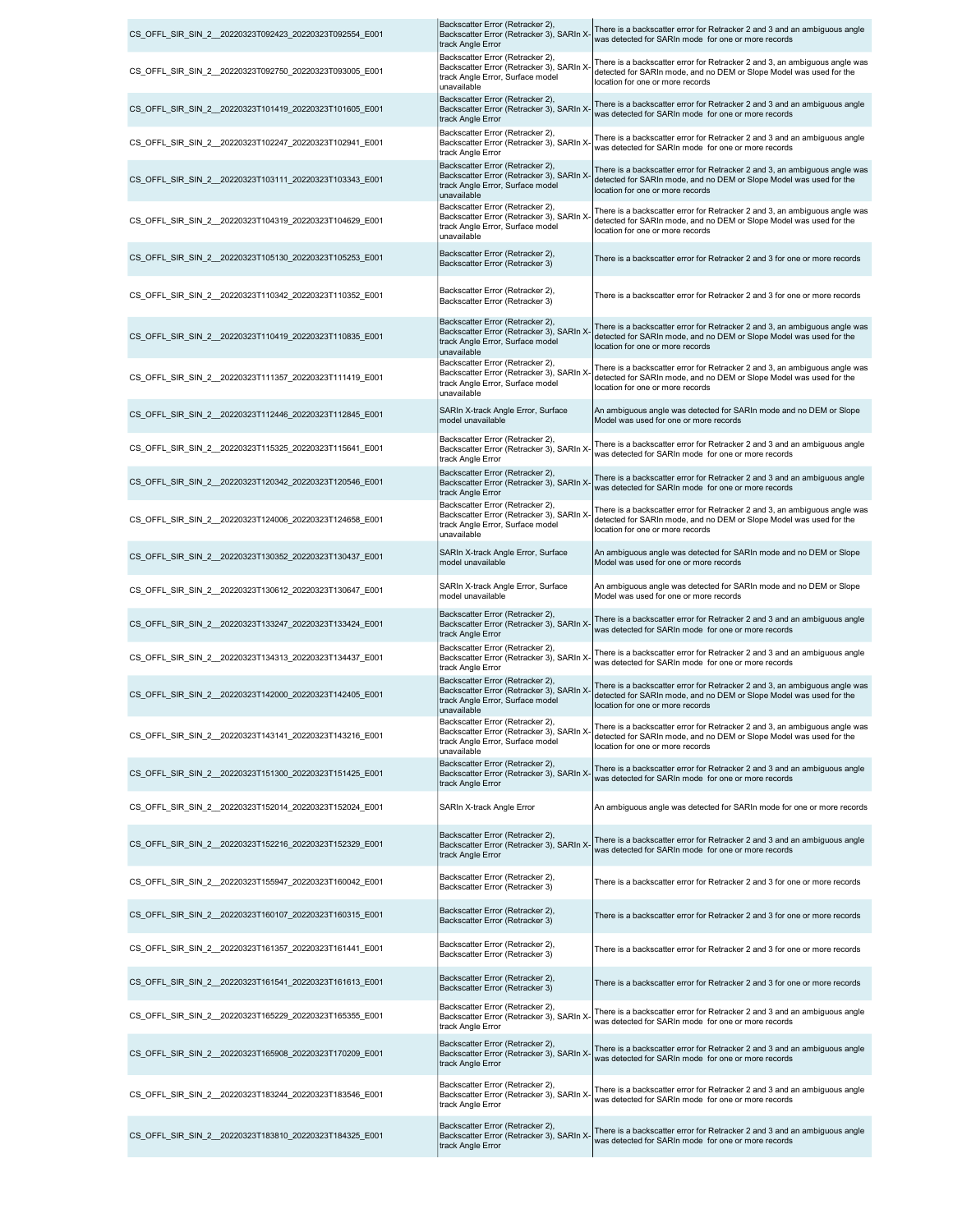| | | |
|---|---|---|
| CS_OFFL_SIR_SIN_2__20220323T092423_20220323T092554_E001 | Backscatter Error (Retracker 2), Backscatter Error (Retracker 3), SARIn X-track Angle Error | There is a backscatter error for Retracker 2 and 3 and an ambiguous angle was detected for SARIn mode for one or more records |
| CS_OFFL_SIR_SIN_2__20220323T092750_20220323T093005_E001 | Backscatter Error (Retracker 2), Backscatter Error (Retracker 3), SARIn X-track Angle Error, Surface model unavailable | There is a backscatter error for Retracker 2 and 3, an ambiguous angle was detected for SARIn mode, and no DEM or Slope Model was used for the location for one or more records |
| CS_OFFL_SIR_SIN_2__20220323T101419_20220323T101605_E001 | Backscatter Error (Retracker 2), Backscatter Error (Retracker 3), SARIn X-track Angle Error | There is a backscatter error for Retracker 2 and 3 and an ambiguous angle was detected for SARIn mode for one or more records |
| CS_OFFL_SIR_SIN_2__20220323T102247_20220323T102941_E001 | Backscatter Error (Retracker 2), Backscatter Error (Retracker 3), SARIn X-track Angle Error | There is a backscatter error for Retracker 2 and 3 and an ambiguous angle was detected for SARIn mode for one or more records |
| CS_OFFL_SIR_SIN_2__20220323T103111_20220323T103343_E001 | Backscatter Error (Retracker 2), Backscatter Error (Retracker 3), SARIn X-track Angle Error, Surface model unavailable | There is a backscatter error for Retracker 2 and 3, an ambiguous angle was detected for SARIn mode, and no DEM or Slope Model was used for the location for one or more records |
| CS_OFFL_SIR_SIN_2__20220323T104319_20220323T104629_E001 | Backscatter Error (Retracker 2), Backscatter Error (Retracker 3), SARIn X-track Angle Error, Surface model unavailable | There is a backscatter error for Retracker 2 and 3, an ambiguous angle was detected for SARIn mode, and no DEM or Slope Model was used for the location for one or more records |
| CS_OFFL_SIR_SIN_2__20220323T105130_20220323T105253_E001 | Backscatter Error (Retracker 2), Backscatter Error (Retracker 3) | There is a backscatter error for Retracker 2 and 3 for one or more records |
| CS_OFFL_SIR_SIN_2__20220323T110342_20220323T110352_E001 | Backscatter Error (Retracker 2), Backscatter Error (Retracker 3) | There is a backscatter error for Retracker 2 and 3 for one or more records |
| CS_OFFL_SIR_SIN_2__20220323T110419_20220323T110835_E001 | Backscatter Error (Retracker 2), Backscatter Error (Retracker 3), SARIn X-track Angle Error, Surface model unavailable | There is a backscatter error for Retracker 2 and 3, an ambiguous angle was detected for SARIn mode, and no DEM or Slope Model was used for the location for one or more records |
| CS_OFFL_SIR_SIN_2__20220323T111357_20220323T111419_E001 | Backscatter Error (Retracker 2), Backscatter Error (Retracker 3), SARIn X-track Angle Error, Surface model unavailable | There is a backscatter error for Retracker 2 and 3, an ambiguous angle was detected for SARIn mode, and no DEM or Slope Model was used for the location for one or more records |
| CS_OFFL_SIR_SIN_2__20220323T112446_20220323T112845_E001 | SARIn X-track Angle Error, Surface model unavailable | An ambiguous angle was detected for SARIn mode and no DEM or Slope Model was used for one or more records |
| CS_OFFL_SIR_SIN_2__20220323T115325_20220323T115641_E001 | Backscatter Error (Retracker 2), Backscatter Error (Retracker 3), SARIn X-track Angle Error | There is a backscatter error for Retracker 2 and 3 and an ambiguous angle was detected for SARIn mode for one or more records |
| CS_OFFL_SIR_SIN_2__20220323T120342_20220323T120546_E001 | Backscatter Error (Retracker 2), Backscatter Error (Retracker 3), SARIn X-track Angle Error | There is a backscatter error for Retracker 2 and 3 and an ambiguous angle was detected for SARIn mode for one or more records |
| CS_OFFL_SIR_SIN_2__20220323T124006_20220323T124658_E001 | Backscatter Error (Retracker 2), Backscatter Error (Retracker 3), SARIn X-track Angle Error, Surface model unavailable | There is a backscatter error for Retracker 2 and 3, an ambiguous angle was detected for SARIn mode, and no DEM or Slope Model was used for the location for one or more records |
| CS_OFFL_SIR_SIN_2__20220323T130352_20220323T130437_E001 | SARIn X-track Angle Error, Surface model unavailable | An ambiguous angle was detected for SARIn mode and no DEM or Slope Model was used for one or more records |
| CS_OFFL_SIR_SIN_2__20220323T130612_20220323T130647_E001 | SARIn X-track Angle Error, Surface model unavailable | An ambiguous angle was detected for SARIn mode and no DEM or Slope Model was used for one or more records |
| CS_OFFL_SIR_SIN_2__20220323T133247_20220323T133424_E001 | Backscatter Error (Retracker 2), Backscatter Error (Retracker 3), SARIn X-track Angle Error | There is a backscatter error for Retracker 2 and 3 and an ambiguous angle was detected for SARIn mode for one or more records |
| CS_OFFL_SIR_SIN_2__20220323T134313_20220323T134437_E001 | Backscatter Error (Retracker 2), Backscatter Error (Retracker 3), SARIn X-track Angle Error | There is a backscatter error for Retracker 2 and 3 and an ambiguous angle was detected for SARIn mode for one or more records |
| CS_OFFL_SIR_SIN_2__20220323T142000_20220323T142405_E001 | Backscatter Error (Retracker 2), Backscatter Error (Retracker 3), SARIn X-track Angle Error, Surface model unavailable | There is a backscatter error for Retracker 2 and 3, an ambiguous angle was detected for SARIn mode, and no DEM or Slope Model was used for the location for one or more records |
| CS_OFFL_SIR_SIN_2__20220323T143141_20220323T143216_E001 | Backscatter Error (Retracker 2), Backscatter Error (Retracker 3), SARIn X-track Angle Error, Surface model unavailable | There is a backscatter error for Retracker 2 and 3, an ambiguous angle was detected for SARIn mode, and no DEM or Slope Model was used for the location for one or more records |
| CS_OFFL_SIR_SIN_2__20220323T151300_20220323T151425_E001 | Backscatter Error (Retracker 2), Backscatter Error (Retracker 3), SARIn X-track Angle Error | There is a backscatter error for Retracker 2 and 3 and an ambiguous angle was detected for SARIn mode for one or more records |
| CS_OFFL_SIR_SIN_2__20220323T152014_20220323T152024_E001 | SARIn X-track Angle Error | An ambiguous angle was detected for SARIn mode for one or more records |
| CS_OFFL_SIR_SIN_2__20220323T152216_20220323T152329_E001 | Backscatter Error (Retracker 2), Backscatter Error (Retracker 3), SARIn X-track Angle Error | There is a backscatter error for Retracker 2 and 3 and an ambiguous angle was detected for SARIn mode for one or more records |
| CS_OFFL_SIR_SIN_2__20220323T155947_20220323T160042_E001 | Backscatter Error (Retracker 2), Backscatter Error (Retracker 3) | There is a backscatter error for Retracker 2 and 3 for one or more records |
| CS_OFFL_SIR_SIN_2__20220323T160107_20220323T160315_E001 | Backscatter Error (Retracker 2), Backscatter Error (Retracker 3) | There is a backscatter error for Retracker 2 and 3 for one or more records |
| CS_OFFL_SIR_SIN_2__20220323T161357_20220323T161441_E001 | Backscatter Error (Retracker 2), Backscatter Error (Retracker 3) | There is a backscatter error for Retracker 2 and 3 for one or more records |
| CS_OFFL_SIR_SIN_2__20220323T161541_20220323T161613_E001 | Backscatter Error (Retracker 2), Backscatter Error (Retracker 3) | There is a backscatter error for Retracker 2 and 3 for one or more records |
| CS_OFFL_SIR_SIN_2__20220323T165229_20220323T165355_E001 | Backscatter Error (Retracker 2), Backscatter Error (Retracker 3), SARIn X-track Angle Error | There is a backscatter error for Retracker 2 and 3 and an ambiguous angle was detected for SARIn mode for one or more records |
| CS_OFFL_SIR_SIN_2__20220323T165908_20220323T170209_E001 | Backscatter Error (Retracker 2), Backscatter Error (Retracker 3), SARIn X-track Angle Error | There is a backscatter error for Retracker 2 and 3 and an ambiguous angle was detected for SARIn mode for one or more records |
| CS_OFFL_SIR_SIN_2__20220323T183244_20220323T183546_E001 | Backscatter Error (Retracker 2), Backscatter Error (Retracker 3), SARIn X-track Angle Error | There is a backscatter error for Retracker 2 and 3 and an ambiguous angle was detected for SARIn mode for one or more records |
| CS_OFFL_SIR_SIN_2__20220323T183810_20220323T184325_E001 | Backscatter Error (Retracker 2), Backscatter Error (Retracker 3), SARIn X-track Angle Error | There is a backscatter error for Retracker 2 and 3 and an ambiguous angle was detected for SARIn mode for one or more records |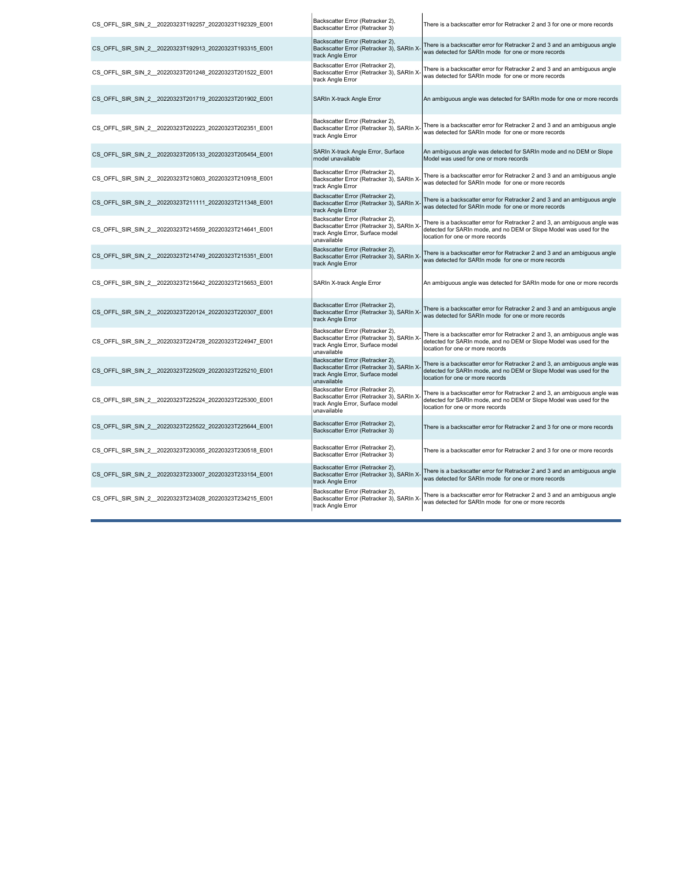| | | |
|---|---|---|
| CS_OFFL_SIR_SIN_2__20220323T192257_20220323T192329_E001 | Backscatter Error (Retracker 2), Backscatter Error (Retracker 3) | There is a backscatter error for Retracker 2 and 3 for one or more records |
| CS_OFFL_SIR_SIN_2__20220323T192913_20220323T193315_E001 | Backscatter Error (Retracker 2), Backscatter Error (Retracker 3), SARIn X-track Angle Error | There is a backscatter error for Retracker 2 and 3 and an ambiguous angle was detected for SARIn mode for one or more records |
| CS_OFFL_SIR_SIN_2__20220323T201248_20220323T201522_E001 | Backscatter Error (Retracker 2), Backscatter Error (Retracker 3), SARIn X-track Angle Error | There is a backscatter error for Retracker 2 and 3 and an ambiguous angle was detected for SARIn mode for one or more records |
| CS_OFFL_SIR_SIN_2__20220323T201719_20220323T201902_E001 | SARIn X-track Angle Error | An ambiguous angle was detected for SARIn mode for one or more records |
| CS_OFFL_SIR_SIN_2__20220323T202223_20220323T202351_E001 | Backscatter Error (Retracker 2), Backscatter Error (Retracker 3), SARIn X-track Angle Error | There is a backscatter error for Retracker 2 and 3 and an ambiguous angle was detected for SARIn mode for one or more records |
| CS_OFFL_SIR_SIN_2__20220323T205133_20220323T205454_E001 | SARIn X-track Angle Error, Surface model unavailable | An ambiguous angle was detected for SARIn mode and no DEM or Slope Model was used for one or more records |
| CS_OFFL_SIR_SIN_2__20220323T210803_20220323T210918_E001 | Backscatter Error (Retracker 2), Backscatter Error (Retracker 3), SARIn X-track Angle Error | There is a backscatter error for Retracker 2 and 3 and an ambiguous angle was detected for SARIn mode for one or more records |
| CS_OFFL_SIR_SIN_2__20220323T211111_20220323T211348_E001 | Backscatter Error (Retracker 2), Backscatter Error (Retracker 3), SARIn X-track Angle Error | There is a backscatter error for Retracker 2 and 3 and an ambiguous angle was detected for SARIn mode for one or more records |
| CS_OFFL_SIR_SIN_2__20220323T214559_20220323T214641_E001 | Backscatter Error (Retracker 2), Backscatter Error (Retracker 3), SARIn X-track Angle Error, Surface model unavailable | There is a backscatter error for Retracker 2 and 3, an ambiguous angle was detected for SARIn mode, and no DEM or Slope Model was used for the location for one or more records |
| CS_OFFL_SIR_SIN_2__20220323T214749_20220323T215351_E001 | Backscatter Error (Retracker 2), Backscatter Error (Retracker 3), SARIn X-track Angle Error | There is a backscatter error for Retracker 2 and 3 and an ambiguous angle was detected for SARIn mode for one or more records |
| CS_OFFL_SIR_SIN_2__20220323T215642_20220323T215653_E001 | SARIn X-track Angle Error | An ambiguous angle was detected for SARIn mode for one or more records |
| CS_OFFL_SIR_SIN_2__20220323T220124_20220323T220307_E001 | Backscatter Error (Retracker 2), Backscatter Error (Retracker 3), SARIn X-track Angle Error | There is a backscatter error for Retracker 2 and 3 and an ambiguous angle was detected for SARIn mode for one or more records |
| CS_OFFL_SIR_SIN_2__20220323T224728_20220323T224947_E001 | Backscatter Error (Retracker 2), Backscatter Error (Retracker 3), SARIn X-track Angle Error, Surface model unavailable | There is a backscatter error for Retracker 2 and 3, an ambiguous angle was detected for SARIn mode, and no DEM or Slope Model was used for the location for one or more records |
| CS_OFFL_SIR_SIN_2__20220323T225029_20220323T225210_E001 | Backscatter Error (Retracker 2), Backscatter Error (Retracker 3), SARIn X-track Angle Error, Surface model unavailable | There is a backscatter error for Retracker 2 and 3, an ambiguous angle was detected for SARIn mode, and no DEM or Slope Model was used for the location for one or more records |
| CS_OFFL_SIR_SIN_2__20220323T225224_20220323T225300_E001 | Backscatter Error (Retracker 2), Backscatter Error (Retracker 3), SARIn X-track Angle Error, Surface model unavailable | There is a backscatter error for Retracker 2 and 3, an ambiguous angle was detected for SARIn mode, and no DEM or Slope Model was used for the location for one or more records |
| CS_OFFL_SIR_SIN_2__20220323T225522_20220323T225644_E001 | Backscatter Error (Retracker 2), Backscatter Error (Retracker 3) | There is a backscatter error for Retracker 2 and 3 for one or more records |
| CS_OFFL_SIR_SIN_2__20220323T230355_20220323T230518_E001 | Backscatter Error (Retracker 2), Backscatter Error (Retracker 3) | There is a backscatter error for Retracker 2 and 3 for one or more records |
| CS_OFFL_SIR_SIN_2__20220323T233007_20220323T233154_E001 | Backscatter Error (Retracker 2), Backscatter Error (Retracker 3), SARIn X-track Angle Error | There is a backscatter error for Retracker 2 and 3 and an ambiguous angle was detected for SARIn mode for one or more records |
| CS_OFFL_SIR_SIN_2__20220323T234028_20220323T234215_E001 | Backscatter Error (Retracker 2), Backscatter Error (Retracker 3), SARIn X-track Angle Error | There is a backscatter error for Retracker 2 and 3 and an ambiguous angle was detected for SARIn mode for one or more records |